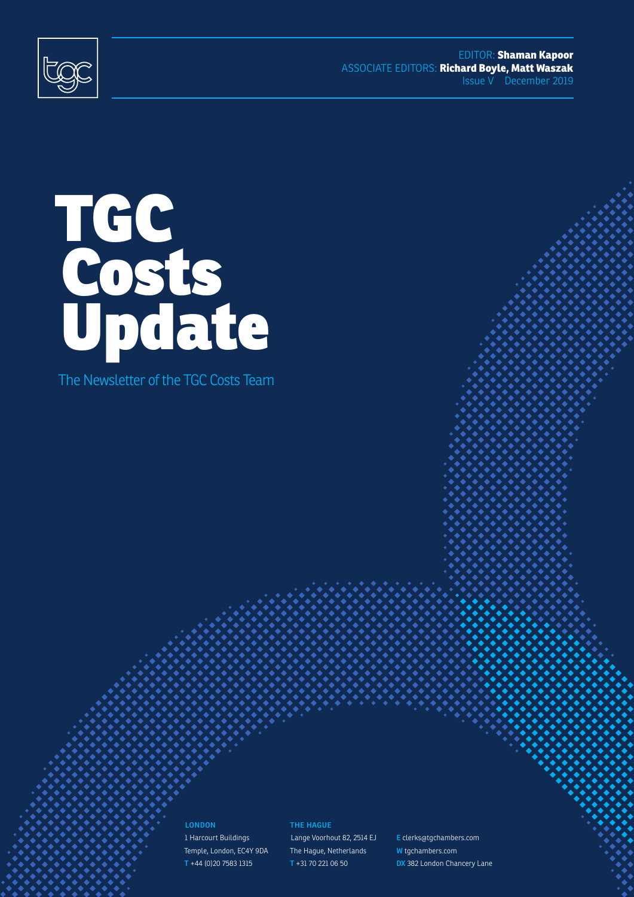EDITOR: **Shaman Kapoor**
ASSOCIATE EDITORS: **Richard Boyle, Matt Waszak**
Issue V December 2019

# TGC Costs Update

The Newsletter of the TGC Costs Team

**LONDON**
1 Harcourt Buildings
Temple, London, EC4Y 9DA
T +44 (0)20 7583 1315

**THE HAGUE**
Lange Voorhout 82, 2514 EJ
The Hague, Netherlands
T +31 70 221 06 50

E clerks@tgchambers.com
W tgchambers.com
DX 382 London Chancery Lane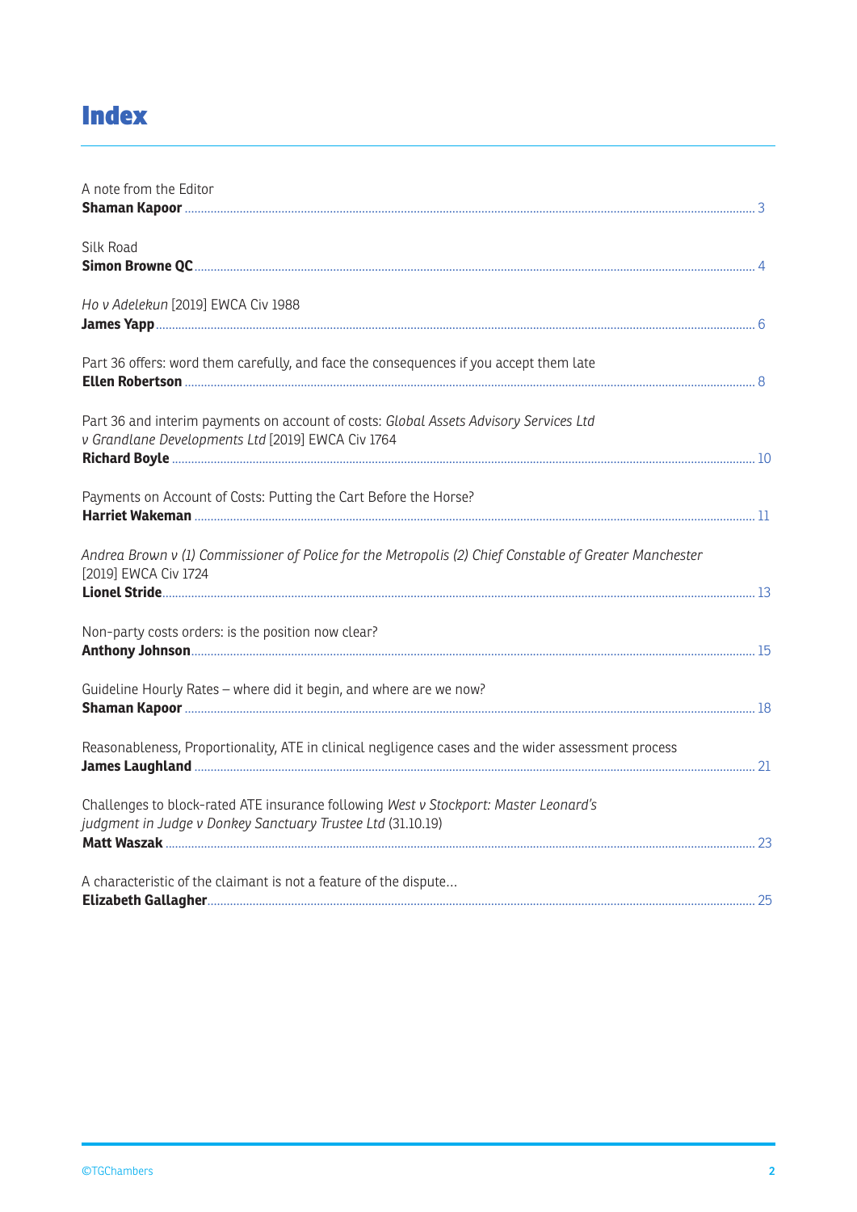# Index

A note from the Editor
**Shaman Kapoor** .......... 3

Silk Road
**Simon Browne QC** .......... 4

*Ho v Adelekun* [2019] EWCA Civ 1988
**James Yapp** .......... 6

Part 36 offers: word them carefully, and face the consequences if you accept them late
**Ellen Robertson** .......... 8

Part 36 and interim payments on account of costs: *Global Assets Advisory Services Ltd v Grandlane Developments Ltd* [2019] EWCA Civ 1764
**Richard Boyle** .......... 10

Payments on Account of Costs: Putting the Cart Before the Horse?
**Harriet Wakeman** .......... 11

*Andrea Brown v (1) Commissioner of Police for the Metropolis (2) Chief Constable of Greater Manchester* [2019] EWCA Civ 1724
**Lionel Stride** .......... 13

Non-party costs orders: is the position now clear?
**Anthony Johnson** .......... 15

Guideline Hourly Rates – where did it begin, and where are we now?
**Shaman Kapoor** .......... 18

Reasonableness, Proportionality, ATE in clinical negligence cases and the wider assessment process
**James Laughland** .......... 21

Challenges to block-rated ATE insurance following *West v Stockport: Master Leonard's judgment in Judge v Donkey Sanctuary Trustee Ltd* (31.10.19)
**Matt Waszak** .......... 23

A characteristic of the claimant is not a feature of the dispute...
**Elizabeth Gallagher** .......... 25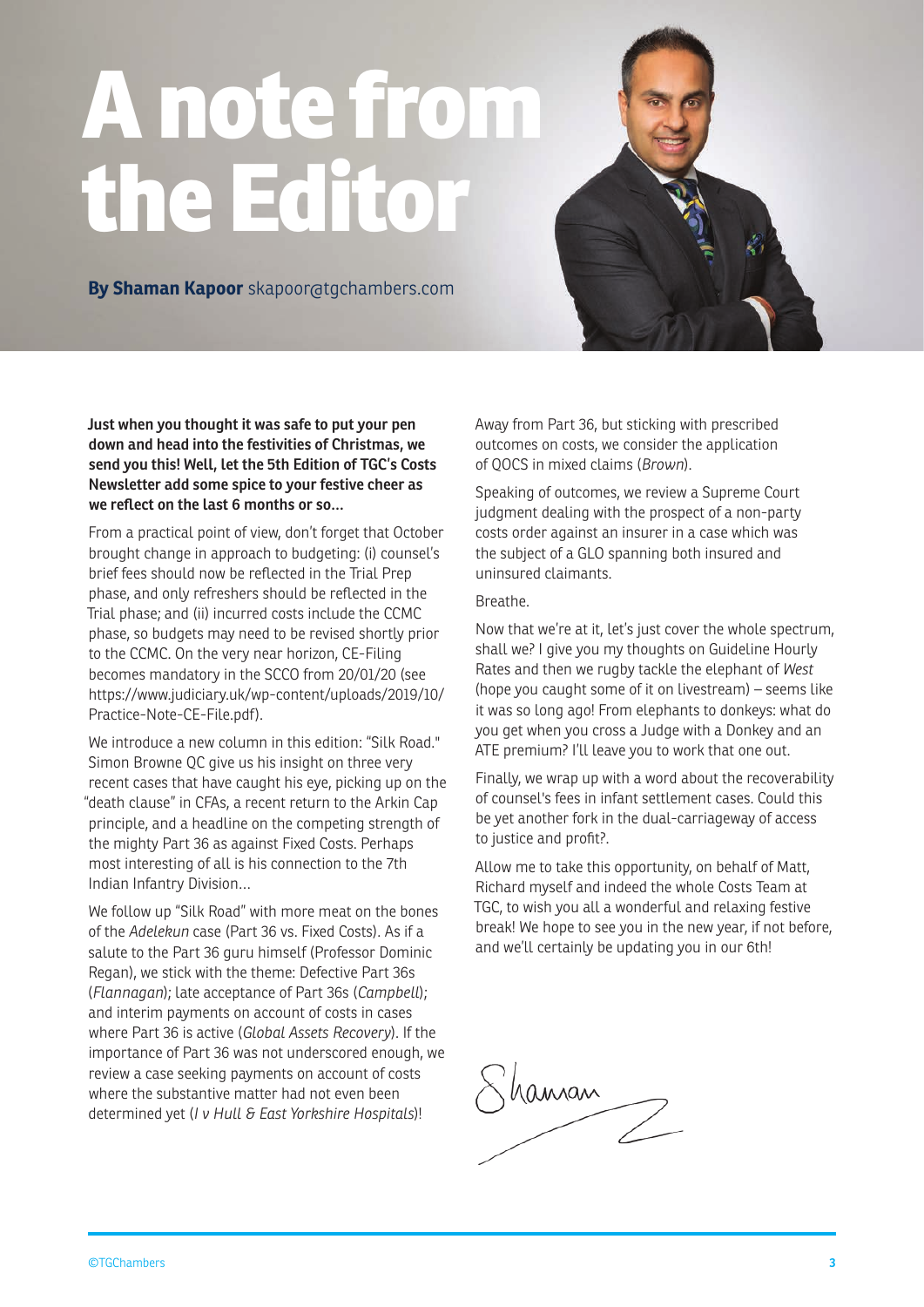# A note from the Editor

**By Shaman Kapoor** skapoor@tgchambers.com

**Just when you thought it was safe to put your pen down and head into the festivities of Christmas, we send you this! Well, let the 5th Edition of TGC's Costs Newsletter add some spice to your festive cheer as we reflect on the last 6 months or so...**

From a practical point of view, don't forget that October brought change in approach to budgeting: (i) counsel's brief fees should now be reflected in the Trial Prep phase, and only refreshers should be reflected in the Trial phase; and (ii) incurred costs include the CCMC phase, so budgets may need to be revised shortly prior to the CCMC. On the very near horizon, CE-Filing becomes mandatory in the SCCO from 20/01/20 (see https://www.judiciary.uk/wp-content/uploads/2019/10/Practice-Note-CE-File.pdf).

We introduce a new column in this edition: "Silk Road." Simon Browne QC give us his insight on three very recent cases that have caught his eye, picking up on the "death clause" in CFAs, a recent return to the Arkin Cap principle, and a headline on the competing strength of the mighty Part 36 as against Fixed Costs. Perhaps most interesting of all is his connection to the 7th Indian Infantry Division...

We follow up "Silk Road" with more meat on the bones of the *Adelekun* case (Part 36 vs. Fixed Costs). As if a salute to the Part 36 guru himself (Professor Dominic Regan), we stick with the theme: Defective Part 36s (*Flannagan*); late acceptance of Part 36s (*Campbell*); and interim payments on account of costs in cases where Part 36 is active (*Global Assets Recovery*). If the importance of Part 36 was not underscored enough, we review a case seeking payments on account of costs where the substantive matter had not even been determined yet (*I v Hull & East Yorkshire Hospitals*)!

Away from Part 36, but sticking with prescribed outcomes on costs, we consider the application of QOCS in mixed claims (*Brown*).

Speaking of outcomes, we review a Supreme Court judgment dealing with the prospect of a non-party costs order against an insurer in a case which was the subject of a GLO spanning both insured and uninsured claimants.

Breathe.

Now that we're at it, let's just cover the whole spectrum, shall we? I give you my thoughts on Guideline Hourly Rates and then we rugby tackle the elephant of *West* (hope you caught some of it on livestream) – seems like it was so long ago! From elephants to donkeys: what do you get when you cross a Judge with a Donkey and an ATE premium? I'll leave you to work that one out.

Finally, we wrap up with a word about the recoverability of counsel's fees in infant settlement cases. Could this be yet another fork in the dual-carriageway of access to justice and profit?.

Allow me to take this opportunity, on behalf of Matt, Richard myself and indeed the whole Costs Team at TGC, to wish you all a wonderful and relaxing festive break! We hope to see you in the new year, if not before, and we'll certainly be updating you in our 6th!

Shaman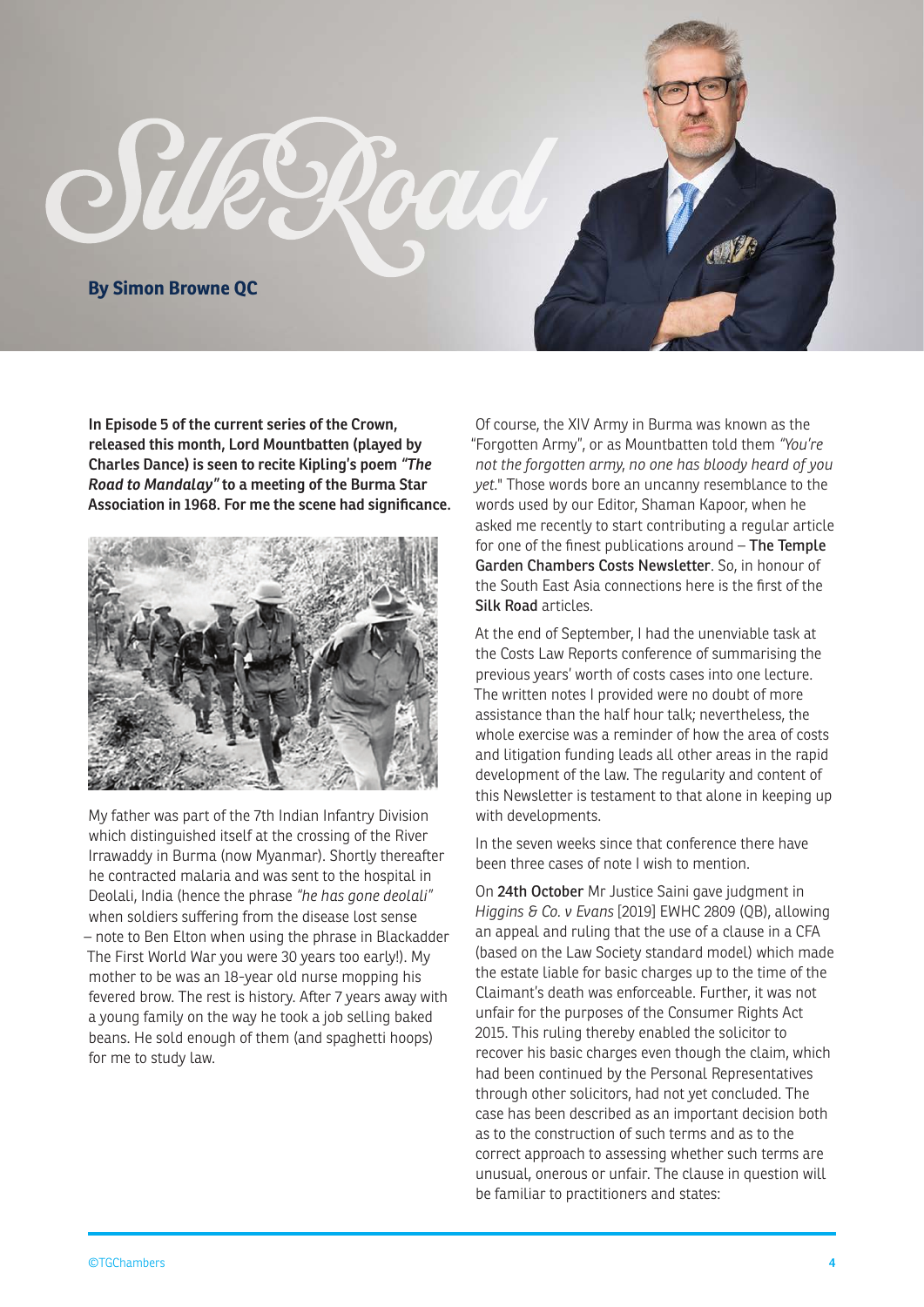# Silk Road

**By Simon Browne QC**

**In Episode 5 of the current series of the Crown, released this month, Lord Mountbatten (played by Charles Dance) is seen to recite Kipling's poem *"The Road to Mandalay"* to a meeting of the Burma Star Association in 1968. For me the scene had significance.**

My father was part of the 7th Indian Infantry Division which distinguished itself at the crossing of the River Irrawaddy in Burma (now Myanmar). Shortly thereafter he contracted malaria and was sent to the hospital in Deolali, India (hence the phrase *"he has gone deolali"* when soldiers suffering from the disease lost sense – note to Ben Elton when using the phrase in Blackadder The First World War you were 30 years too early!). My mother to be was an 18-year old nurse mopping his fevered brow. The rest is history. After 7 years away with a young family on the way he took a job selling baked beans. He sold enough of them (and spaghetti hoops) for me to study law.

Of course, the XIV Army in Burma was known as the "Forgotten Army", or as Mountbatten told them *"You're not the forgotten army, no one has bloody heard of you yet."* Those words bore an uncanny resemblance to the words used by our Editor, Shaman Kapoor, when he asked me recently to start contributing a regular article for one of the finest publications around – **The Temple Garden Chambers Costs Newsletter**. So, in honour of the South East Asia connections here is the first of the **Silk Road** articles.

At the end of September, I had the unenviable task at the Costs Law Reports conference of summarising the previous years' worth of costs cases into one lecture. The written notes I provided were no doubt of more assistance than the half hour talk; nevertheless, the whole exercise was a reminder of how the area of costs and litigation funding leads all other areas in the rapid development of the law. The regularity and content of this Newsletter is testament to that alone in keeping up with developments.

In the seven weeks since that conference there have been three cases of note I wish to mention.

On **24th October** Mr Justice Saini gave judgment in *Higgins & Co. v Evans* [2019] EWHC 2809 (QB), allowing an appeal and ruling that the use of a clause in a CFA (based on the Law Society standard model) which made the estate liable for basic charges up to the time of the Claimant's death was enforceable. Further, it was not unfair for the purposes of the Consumer Rights Act 2015. This ruling thereby enabled the solicitor to recover his basic charges even though the claim, which had been continued by the Personal Representatives through other solicitors, had not yet concluded. The case has been described as an important decision both as to the construction of such terms and as to the correct approach to assessing whether such terms are unusual, onerous or unfair. The clause in question will be familiar to practitioners and states: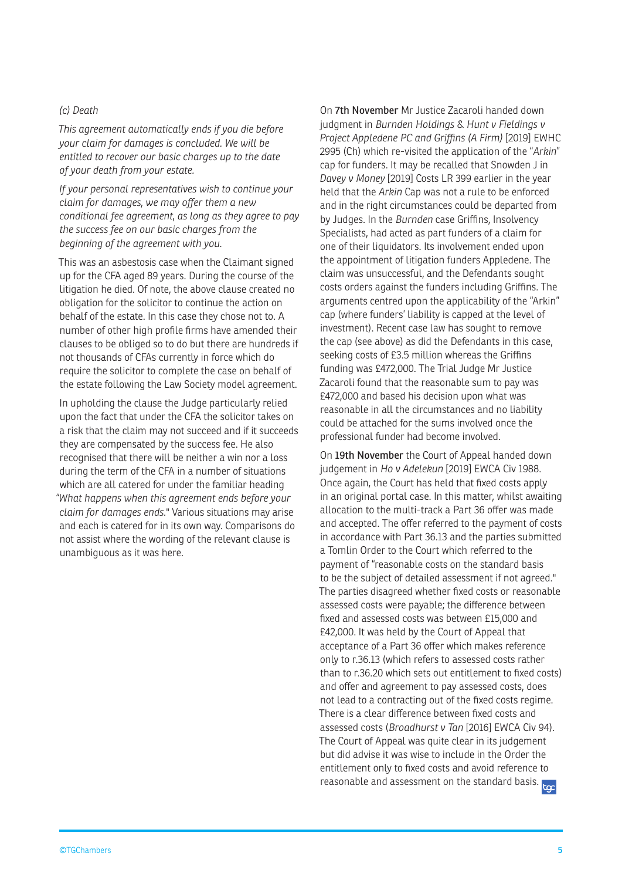*(c) Death*

*This agreement automatically ends if you die before your claim for damages is concluded. We will be entitled to recover our basic charges up to the date of your death from your estate.*

*If your personal representatives wish to continue your claim for damages, we may offer them a new conditional fee agreement, as long as they agree to pay the success fee on our basic charges from the beginning of the agreement with you.*

This was an asbestosis case when the Claimant signed up for the CFA aged 89 years. During the course of the litigation he died. Of note, the above clause created no obligation for the solicitor to continue the action on behalf of the estate. In this case they chose not to. A number of other high profile firms have amended their clauses to be obliged so to do but there are hundreds if not thousands of CFAs currently in force which do require the solicitor to complete the case on behalf of the estate following the Law Society model agreement.

In upholding the clause the Judge particularly relied upon the fact that under the CFA the solicitor takes on a risk that the claim may not succeed and if it succeeds they are compensated by the success fee. He also recognised that there will be neither a win nor a loss during the term of the CFA in a number of situations which are all catered for under the familiar heading *"What happens when this agreement ends before your claim for damages ends."* Various situations may arise and each is catered for in its own way. Comparisons do not assist where the wording of the relevant clause is unambiguous as it was here.

On **7th November** Mr Justice Zacaroli handed down judgment in *Burnden Holdings & Hunt v Fieldings v Project Appledene PC and Griffins (A Firm)* [2019] EWHC 2995 (Ch) which re-visited the application of the "*Arkin*" cap for funders. It may be recalled that Snowden J in *Davey v Money* [2019] Costs LR 399 earlier in the year held that the *Arkin* Cap was not a rule to be enforced and in the right circumstances could be departed from by Judges. In the *Burnden* case Griffins, Insolvency Specialists, had acted as part funders of a claim for one of their liquidators. Its involvement ended upon the appointment of litigation funders Appledene. The claim was unsuccessful, and the Defendants sought costs orders against the funders including Griffins. The arguments centred upon the applicability of the "Arkin" cap (where funders' liability is capped at the level of investment). Recent case law has sought to remove the cap (see above) as did the Defendants in this case, seeking costs of £3.5 million whereas the Griffins funding was £472,000. The Trial Judge Mr Justice Zacaroli found that the reasonable sum to pay was £472,000 and based his decision upon what was reasonable in all the circumstances and no liability could be attached for the sums involved once the professional funder had become involved.

On **19th November** the Court of Appeal handed down judgement in *Ho v Adelekun* [2019] EWCA Civ 1988. Once again, the Court has held that fixed costs apply in an original portal case. In this matter, whilst awaiting allocation to the multi-track a Part 36 offer was made and accepted. The offer referred to the payment of costs in accordance with Part 36.13 and the parties submitted a Tomlin Order to the Court which referred to the payment of "reasonable costs on the standard basis to be the subject of detailed assessment if not agreed." The parties disagreed whether fixed costs or reasonable assessed costs were payable; the difference between fixed and assessed costs was between £15,000 and £42,000. It was held by the Court of Appeal that acceptance of a Part 36 offer which makes reference only to r.36.13 (which refers to assessed costs rather than to r.36.20 which sets out entitlement to fixed costs) and offer and agreement to pay assessed costs, does not lead to a contracting out of the fixed costs regime. There is a clear difference between fixed costs and assessed costs (*Broadhurst v Tan* [2016] EWCA Civ 94). The Court of Appeal was quite clear in its judgement but did advise it was wise to include in the Order the entitlement only to fixed costs and avoid reference to reasonable and assessment on the standard basis.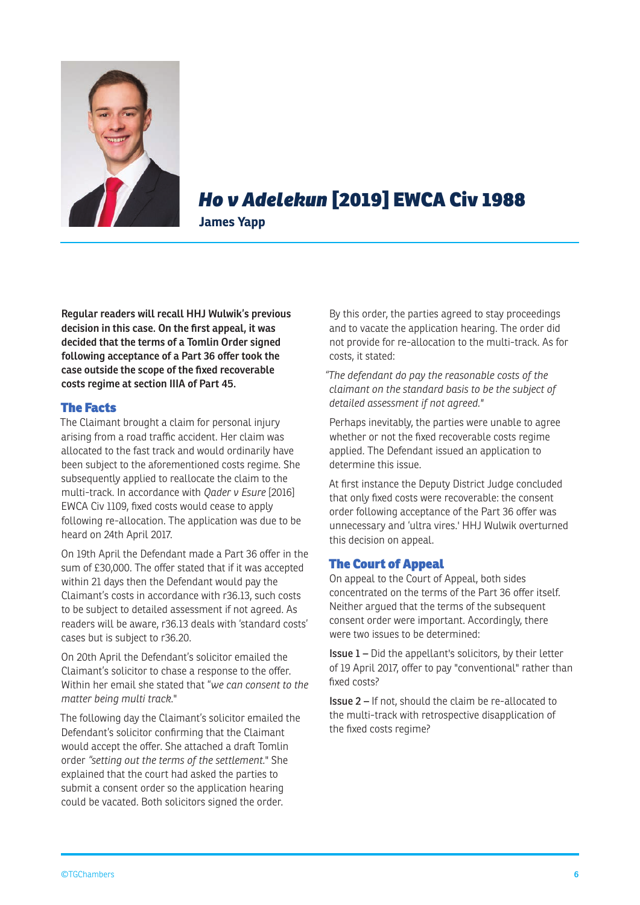# *Ho v Adelekun* [2019] EWCA Civ 1988

**James Yapp**

**Regular readers will recall HHJ Wulwik's previous decision in this case. On the first appeal, it was decided that the terms of a Tomlin Order signed following acceptance of a Part 36 offer took the case outside the scope of the fixed recoverable costs regime at section IIIA of Part 45.**

## The Facts

The Claimant brought a claim for personal injury arising from a road traffic accident. Her claim was allocated to the fast track and would ordinarily have been subject to the aforementioned costs regime. She subsequently applied to reallocate the claim to the multi-track. In accordance with *Qader v Esure* [2016] EWCA Civ 1109, fixed costs would cease to apply following re-allocation. The application was due to be heard on 24th April 2017.

On 19th April the Defendant made a Part 36 offer in the sum of £30,000. The offer stated that if it was accepted within 21 days then the Defendant would pay the Claimant's costs in accordance with r36.13, such costs to be subject to detailed assessment if not agreed. As readers will be aware, r36.13 deals with 'standard costs' cases but is subject to r36.20.

On 20th April the Defendant's solicitor emailed the Claimant's solicitor to chase a response to the offer. Within her email she stated that "*we can consent to the matter being multi track.*"

The following day the Claimant's solicitor emailed the Defendant's solicitor confirming that the Claimant would accept the offer. She attached a draft Tomlin order *"setting out the terms of the settlement."* She explained that the court had asked the parties to submit a consent order so the application hearing could be vacated. Both solicitors signed the order.

By this order, the parties agreed to stay proceedings and to vacate the application hearing. The order did not provide for re-allocation to the multi-track. As for costs, it stated:

*"The defendant do pay the reasonable costs of the claimant on the standard basis to be the subject of detailed assessment if not agreed."*

Perhaps inevitably, the parties were unable to agree whether or not the fixed recoverable costs regime applied. The Defendant issued an application to determine this issue.

At first instance the Deputy District Judge concluded that only fixed costs were recoverable: the consent order following acceptance of the Part 36 offer was unnecessary and 'ultra vires.' HHJ Wulwik overturned this decision on appeal.

## The Court of Appeal

On appeal to the Court of Appeal, both sides concentrated on the terms of the Part 36 offer itself. Neither argued that the terms of the subsequent consent order were important. Accordingly, there were two issues to be determined:

**Issue 1 –** Did the appellant's solicitors, by their letter of 19 April 2017, offer to pay "conventional" rather than fixed costs?

**Issue 2 –** If not, should the claim be re-allocated to the multi-track with retrospective disapplication of the fixed costs regime?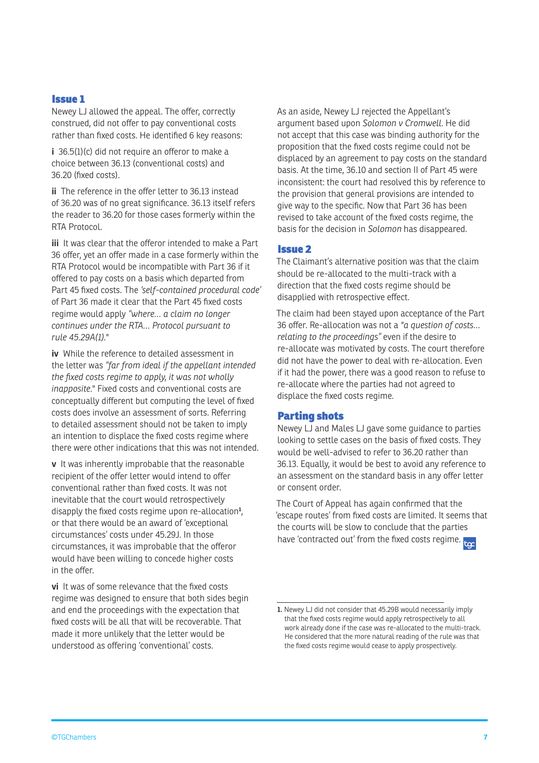## Issue 1

Newey LJ allowed the appeal. The offer, correctly construed, did not offer to pay conventional costs rather than fixed costs. He identified 6 key reasons:

**i** 36.5(1)(c) did not require an offeror to make a choice between 36.13 (conventional costs) and 36.20 (fixed costs).

**ii** The reference in the offer letter to 36.13 instead of 36.20 was of no great significance. 36.13 itself refers the reader to 36.20 for those cases formerly within the RTA Protocol.

**iii** It was clear that the offeror intended to make a Part 36 offer, yet an offer made in a case formerly within the RTA Protocol would be incompatible with Part 36 if it offered to pay costs on a basis which departed from Part 45 fixed costs. The *'self-contained procedural code'* of Part 36 made it clear that the Part 45 fixed costs regime would apply *"where... a claim no longer continues under the RTA... Protocol pursuant to rule 45.29A(1)."*

**iv** While the reference to detailed assessment in the letter was *"far from ideal if the appellant intended the fixed costs regime to apply, it was not wholly inapposite."* Fixed costs and conventional costs are conceptually different but computing the level of fixed costs does involve an assessment of sorts. Referring to detailed assessment should not be taken to imply an intention to displace the fixed costs regime where there were other indications that this was not intended.

**v** It was inherently improbable that the reasonable recipient of the offer letter would intend to offer conventional rather than fixed costs. It was not inevitable that the court would retrospectively disapply the fixed costs regime upon re-allocation[1], or that there would be an award of 'exceptional circumstances' costs under 45.29J. In those circumstances, it was improbable that the offeror would have been willing to concede higher costs in the offer.

**vi** It was of some relevance that the fixed costs regime was designed to ensure that both sides begin and end the proceedings with the expectation that fixed costs will be all that will be recoverable. That made it more unlikely that the letter would be understood as offering 'conventional' costs.

As an aside, Newey LJ rejected the Appellant's argument based upon *Solomon v Cromwell*. He did not accept that this case was binding authority for the proposition that the fixed costs regime could not be displaced by an agreement to pay costs on the standard basis. At the time, 36.10 and section II of Part 45 were inconsistent: the court had resolved this by reference to the provision that general provisions are intended to give way to the specific. Now that Part 36 has been revised to take account of the fixed costs regime, the basis for the decision in *Solomon* has disappeared.

## Issue 2

The Claimant's alternative position was that the claim should be re-allocated to the multi-track with a direction that the fixed costs regime should be disapplied with retrospective effect.

The claim had been stayed upon acceptance of the Part 36 offer. Re-allocation was not a *"a question of costs... relating to the proceedings"* even if the desire to re-allocate was motivated by costs. The court therefore did not have the power to deal with re-allocation. Even if it had the power, there was a good reason to refuse to re-allocate where the parties had not agreed to displace the fixed costs regime.

## Parting shots

Newey LJ and Males LJ gave some guidance to parties looking to settle cases on the basis of fixed costs. They would be well-advised to refer to 36.20 rather than 36.13. Equally, it would be best to avoid any reference to an assessment on the standard basis in any offer letter or consent order.

The Court of Appeal has again confirmed that the 'escape routes' from fixed costs are limited. It seems that the courts will be slow to conclude that the parties have 'contracted out' from the fixed costs regime.

---

1. Newey LJ did not consider that 45.29B would necessarily imply that the fixed costs regime would apply retrospectively to all work already done if the case was re-allocated to the multi-track. He considered that the more natural reading of the rule was that the fixed costs regime would cease to apply prospectively.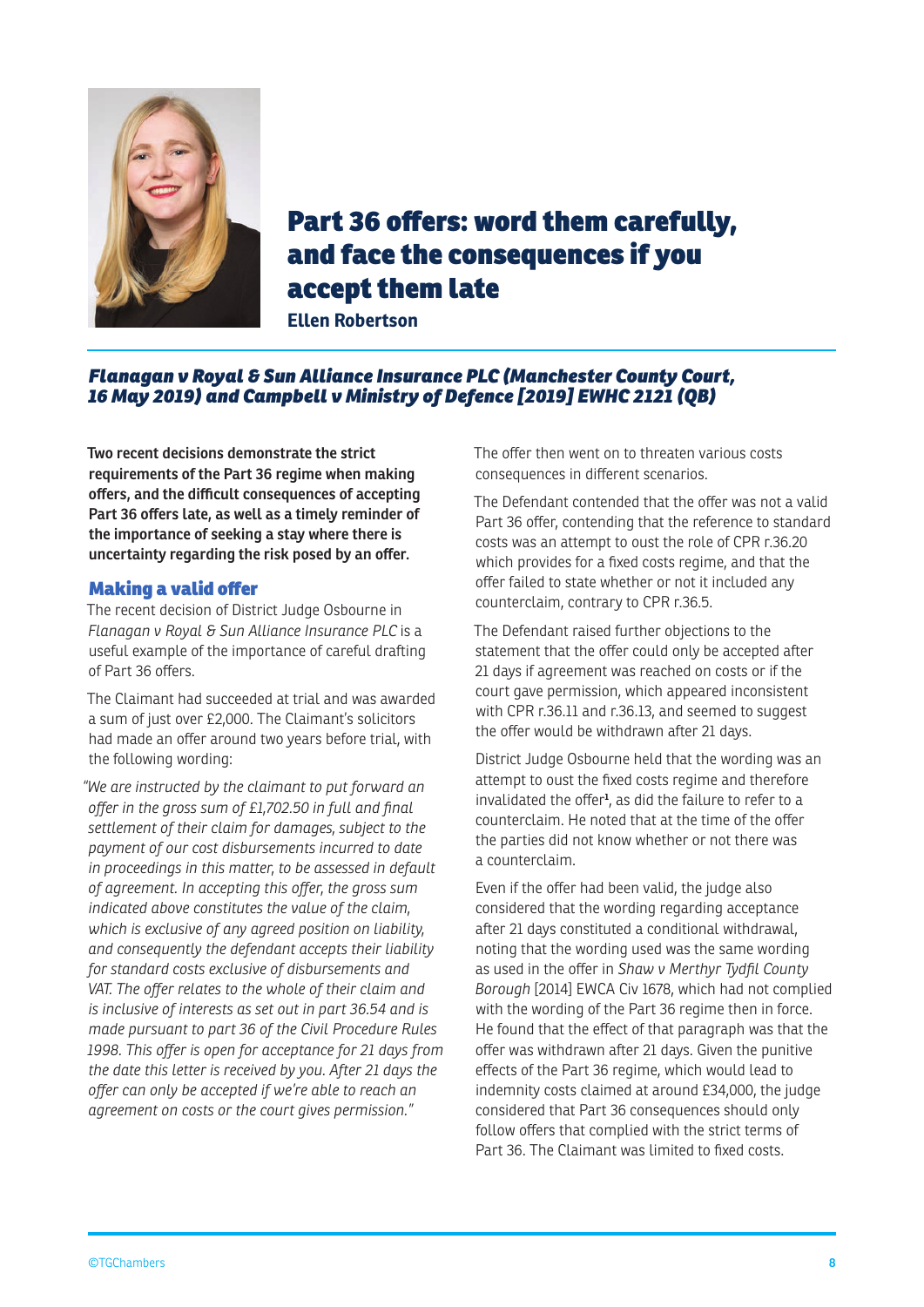# Part 36 offers: word them carefully, and face the consequences if you accept them late

**Ellen Robertson**

### *Flanagan v Royal & Sun Alliance Insurance PLC (Manchester County Court, 16 May 2019) and Campbell v Ministry of Defence [2019] EWHC 2121 (QB)*

**Two recent decisions demonstrate the strict requirements of the Part 36 regime when making offers, and the difficult consequences of accepting Part 36 offers late, as well as a timely reminder of the importance of seeking a stay where there is uncertainty regarding the risk posed by an offer.**

## Making a valid offer

The recent decision of District Judge Osbourne in *Flanagan v Royal & Sun Alliance Insurance PLC* is a useful example of the importance of careful drafting of Part 36 offers.

The Claimant had succeeded at trial and was awarded a sum of just over £2,000. The Claimant's solicitors had made an offer around two years before trial, with the following wording:

*"We are instructed by the claimant to put forward an offer in the gross sum of £1,702.50 in full and final settlement of their claim for damages, subject to the payment of our cost disbursements incurred to date in proceedings in this matter, to be assessed in default of agreement. In accepting this offer, the gross sum indicated above constitutes the value of the claim, which is exclusive of any agreed position on liability, and consequently the defendant accepts their liability for standard costs exclusive of disbursements and VAT. The offer relates to the whole of their claim and is inclusive of interests as set out in part 36.54 and is made pursuant to part 36 of the Civil Procedure Rules 1998. This offer is open for acceptance for 21 days from the date this letter is received by you. After 21 days the offer can only be accepted if we're able to reach an agreement on costs or the court gives permission."*

The offer then went on to threaten various costs consequences in different scenarios.

The Defendant contended that the offer was not a valid Part 36 offer, contending that the reference to standard costs was an attempt to oust the role of CPR r.36.20 which provides for a fixed costs regime, and that the offer failed to state whether or not it included any counterclaim, contrary to CPR r.36.5.

The Defendant raised further objections to the statement that the offer could only be accepted after 21 days if agreement was reached on costs or if the court gave permission, which appeared inconsistent with CPR r.36.11 and r.36.13, and seemed to suggest the offer would be withdrawn after 21 days.

District Judge Osbourne held that the wording was an attempt to oust the fixed costs regime and therefore invalidated the offer[1], as did the failure to refer to a counterclaim. He noted that at the time of the offer the parties did not know whether or not there was a counterclaim.

Even if the offer had been valid, the judge also considered that the wording regarding acceptance after 21 days constituted a conditional withdrawal, noting that the wording used was the same wording as used in the offer in *Shaw v Merthyr Tydfil County Borough* [2014] EWCA Civ 1678, which had not complied with the wording of the Part 36 regime then in force. He found that the effect of that paragraph was that the offer was withdrawn after 21 days. Given the punitive effects of the Part 36 regime, which would lead to indemnity costs claimed at around £34,000, the judge considered that Part 36 consequences should only follow offers that complied with the strict terms of Part 36. The Claimant was limited to fixed costs.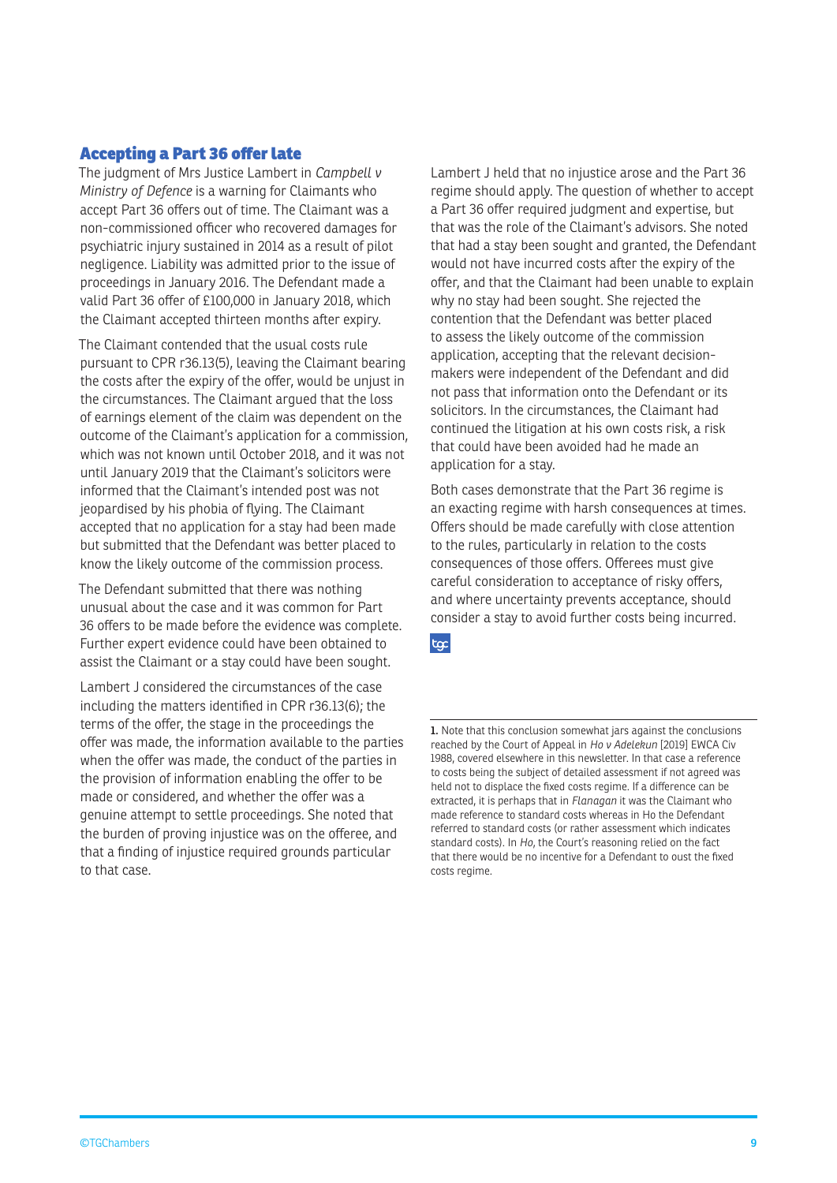## Accepting a Part 36 offer late

The judgment of Mrs Justice Lambert in *Campbell v Ministry of Defence* is a warning for Claimants who accept Part 36 offers out of time. The Claimant was a non-commissioned officer who recovered damages for psychiatric injury sustained in 2014 as a result of pilot negligence. Liability was admitted prior to the issue of proceedings in January 2016. The Defendant made a valid Part 36 offer of £100,000 in January 2018, which the Claimant accepted thirteen months after expiry.

The Claimant contended that the usual costs rule pursuant to CPR r36.13(5), leaving the Claimant bearing the costs after the expiry of the offer, would be unjust in the circumstances. The Claimant argued that the loss of earnings element of the claim was dependent on the outcome of the Claimant's application for a commission, which was not known until October 2018, and it was not until January 2019 that the Claimant's solicitors were informed that the Claimant's intended post was not jeopardised by his phobia of flying. The Claimant accepted that no application for a stay had been made but submitted that the Defendant was better placed to know the likely outcome of the commission process.

The Defendant submitted that there was nothing unusual about the case and it was common for Part 36 offers to be made before the evidence was complete. Further expert evidence could have been obtained to assist the Claimant or a stay could have been sought.

Lambert J considered the circumstances of the case including the matters identified in CPR r36.13(6); the terms of the offer, the stage in the proceedings the offer was made, the information available to the parties when the offer was made, the conduct of the parties in the provision of information enabling the offer to be made or considered, and whether the offer was a genuine attempt to settle proceedings. She noted that the burden of proving injustice was on the offeree, and that a finding of injustice required grounds particular to that case.

Lambert J held that no injustice arose and the Part 36 regime should apply. The question of whether to accept a Part 36 offer required judgment and expertise, but that was the role of the Claimant's advisors. She noted that had a stay been sought and granted, the Defendant would not have incurred costs after the expiry of the offer, and that the Claimant had been unable to explain why no stay had been sought. She rejected the contention that the Defendant was better placed to assess the likely outcome of the commission application, accepting that the relevant decision-makers were independent of the Defendant and did not pass that information onto the Defendant or its solicitors. In the circumstances, the Claimant had continued the litigation at his own costs risk, a risk that could have been avoided had he made an application for a stay.

Both cases demonstrate that the Part 36 regime is an exacting regime with harsh consequences at times. Offers should be made carefully with close attention to the rules, particularly in relation to the costs consequences of those offers. Offerees must give careful consideration to acceptance of risky offers, and where uncertainty prevents acceptance, should consider a stay to avoid further costs being incurred.

---

1. Note that this conclusion somewhat jars against the conclusions reached by the Court of Appeal in *Ho v Adelekun* [2019] EWCA Civ 1988, covered elsewhere in this newsletter. In that case a reference to costs being the subject of detailed assessment if not agreed was held not to displace the fixed costs regime. If a difference can be extracted, it is perhaps that in *Flanagan* it was the Claimant who made reference to standard costs whereas in Ho the Defendant referred to standard costs (or rather assessment which indicates standard costs). In *Ho*, the Court's reasoning relied on the fact that there would be no incentive for a Defendant to oust the fixed costs regime.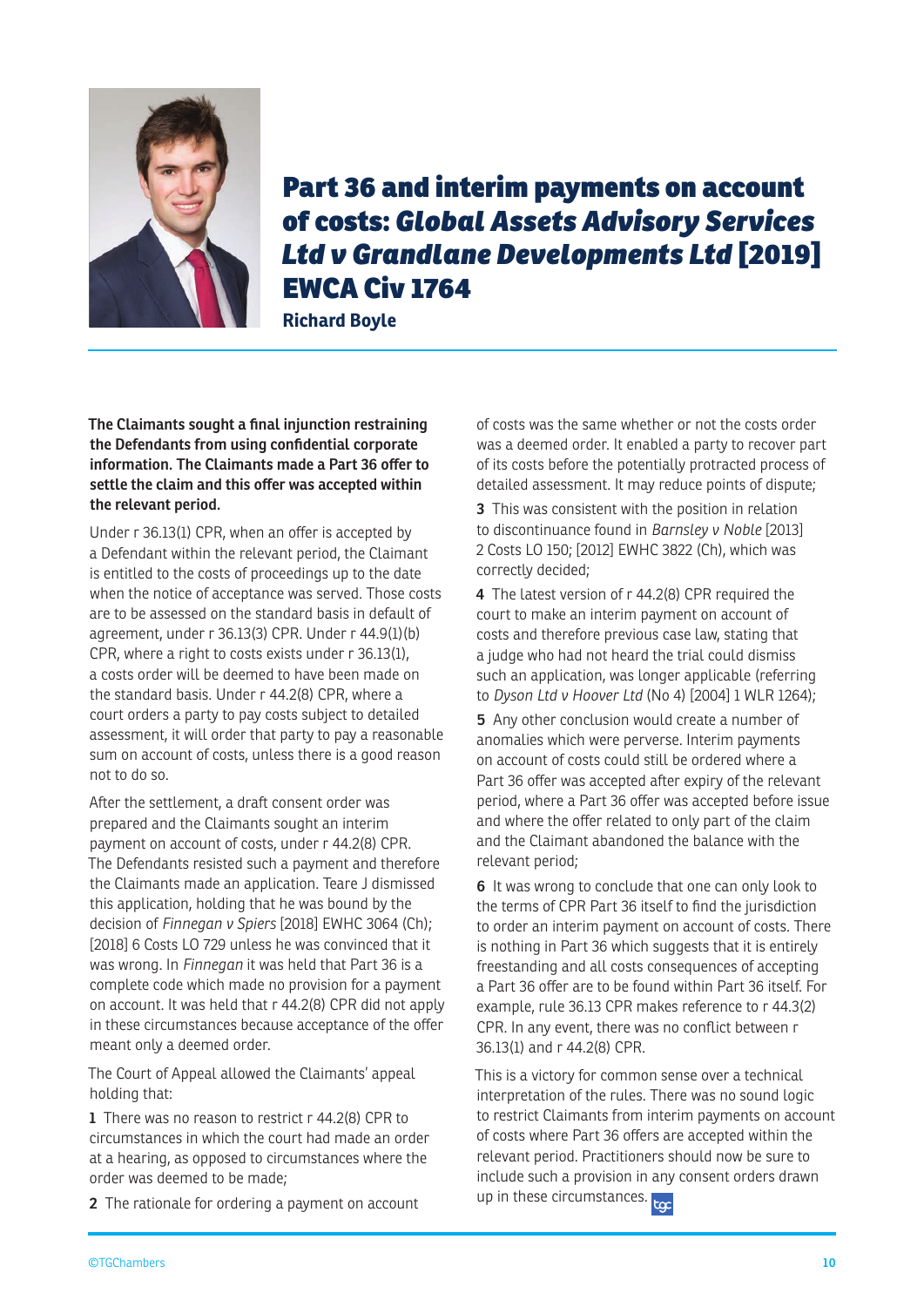# Part 36 and interim payments on account of costs: *Global Assets Advisory Services Ltd v Grandlane Developments Ltd* [2019] EWCA Civ 1764

**Richard Boyle**

**The Claimants sought a final injunction restraining the Defendants from using confidential corporate information. The Claimants made a Part 36 offer to settle the claim and this offer was accepted within the relevant period.**

Under r 36.13(1) CPR, when an offer is accepted by a Defendant within the relevant period, the Claimant is entitled to the costs of proceedings up to the date when the notice of acceptance was served. Those costs are to be assessed on the standard basis in default of agreement, under r 36.13(3) CPR. Under r 44.9(1)(b) CPR, where a right to costs exists under r 36.13(1), a costs order will be deemed to have been made on the standard basis. Under r 44.2(8) CPR, where a court orders a party to pay costs subject to detailed assessment, it will order that party to pay a reasonable sum on account of costs, unless there is a good reason not to do so.

After the settlement, a draft consent order was prepared and the Claimants sought an interim payment on account of costs, under r 44.2(8) CPR. The Defendants resisted such a payment and therefore the Claimants made an application. Teare J dismissed this application, holding that he was bound by the decision of *Finnegan v Spiers* [2018] EWHC 3064 (Ch); [2018] 6 Costs LO 729 unless he was convinced that it was wrong. In *Finnegan* it was held that Part 36 is a complete code which made no provision for a payment on account. It was held that r 44.2(8) CPR did not apply in these circumstances because acceptance of the offer meant only a deemed order.

The Court of Appeal allowed the Claimants' appeal holding that:

**1** There was no reason to restrict r 44.2(8) CPR to circumstances in which the court had made an order at a hearing, as opposed to circumstances where the order was deemed to be made;

**2** The rationale for ordering a payment on account of costs was the same whether or not the costs order was a deemed order. It enabled a party to recover part of its costs before the potentially protracted process of detailed assessment. It may reduce points of dispute;

**3** This was consistent with the position in relation to discontinuance found in *Barnsley v Noble* [2013] 2 Costs LO 150; [2012] EWHC 3822 (Ch), which was correctly decided;

**4** The latest version of r 44.2(8) CPR required the court to make an interim payment on account of costs and therefore previous case law, stating that a judge who had not heard the trial could dismiss such an application, was longer applicable (referring to *Dyson Ltd v Hoover Ltd* (No 4) [2004] 1 WLR 1264);

**5** Any other conclusion would create a number of anomalies which were perverse. Interim payments on account of costs could still be ordered where a Part 36 offer was accepted after expiry of the relevant period, where a Part 36 offer was accepted before issue and where the offer related to only part of the claim and the Claimant abandoned the balance with the relevant period;

**6** It was wrong to conclude that one can only look to the terms of CPR Part 36 itself to find the jurisdiction to order an interim payment on account of costs. There is nothing in Part 36 which suggests that it is entirely freestanding and all costs consequences of accepting a Part 36 offer are to be found within Part 36 itself. For example, rule 36.13 CPR makes reference to r 44.3(2) CPR. In any event, there was no conflict between r 36.13(1) and r 44.2(8) CPR.

This is a victory for common sense over a technical interpretation of the rules. There was no sound logic to restrict Claimants from interim payments on account of costs where Part 36 offers are accepted within the relevant period. Practitioners should now be sure to include such a provision in any consent orders drawn up in these circumstances.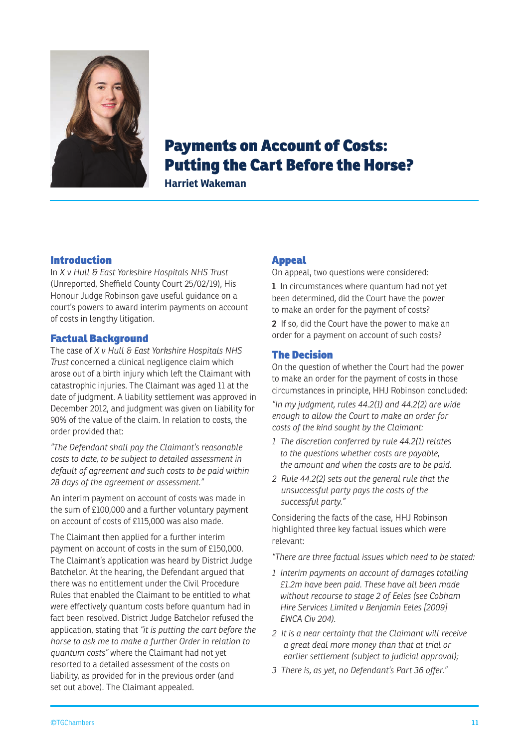# Payments on Account of Costs: Putting the Cart Before the Horse?

**Harriet Wakeman**

## Introduction

In *X v Hull & East Yorkshire Hospitals NHS Trust* (Unreported, Sheffield County Court 25/02/19), His Honour Judge Robinson gave useful guidance on a court's powers to award interim payments on account of costs in lengthy litigation.

## Factual Background

The case of *X v Hull & East Yorkshire Hospitals NHS Trust* concerned a clinical negligence claim which arose out of a birth injury which left the Claimant with catastrophic injuries. The Claimant was aged 11 at the date of judgment. A liability settlement was approved in December 2012, and judgment was given on liability for 90% of the value of the claim. In relation to costs, the order provided that:

*"The Defendant shall pay the Claimant's reasonable costs to date, to be subject to detailed assessment in default of agreement and such costs to be paid within 28 days of the agreement or assessment."*

An interim payment on account of costs was made in the sum of £100,000 and a further voluntary payment on account of costs of £115,000 was also made.

The Claimant then applied for a further interim payment on account of costs in the sum of £150,000. The Claimant's application was heard by District Judge Batchelor. At the hearing, the Defendant argued that there was no entitlement under the Civil Procedure Rules that enabled the Claimant to be entitled to what were effectively quantum costs before quantum had in fact been resolved. District Judge Batchelor refused the application, stating that *"it is putting the cart before the horse to ask me to make a further Order in relation to quantum costs"* where the Claimant had not yet resorted to a detailed assessment of the costs on liability, as provided for in the previous order (and set out above). The Claimant appealed.

## Appeal

On appeal, two questions were considered:

**1** In circumstances where quantum had not yet been determined, did the Court have the power to make an order for the payment of costs?

**2** If so, did the Court have the power to make an order for a payment on account of such costs?

## The Decision

On the question of whether the Court had the power to make an order for the payment of costs in those circumstances in principle, HHJ Robinson concluded:

*"In my judgment, rules 44.2(1) and 44.2(2) are wide enough to allow the Court to make an order for costs of the kind sought by the Claimant:*

1. *The discretion conferred by rule 44.2(1) relates to the questions whether costs are payable, the amount and when the costs are to be paid.*
2. *Rule 44.2(2) sets out the general rule that the unsuccessful party pays the costs of the successful party."*

Considering the facts of the case, HHJ Robinson highlighted three key factual issues which were relevant:

*"There are three factual issues which need to be stated:*

1. *Interim payments on account of damages totalling £1.2m have been paid. These have all been made without recourse to stage 2 of Eeles (see Cobham Hire Services Limited v Benjamin Eeles [2009] EWCA Civ 204).*
2. *It is a near certainty that the Claimant will receive a great deal more money than that at trial or earlier settlement (subject to judicial approval);*
3. *There is, as yet, no Defendant's Part 36 offer."*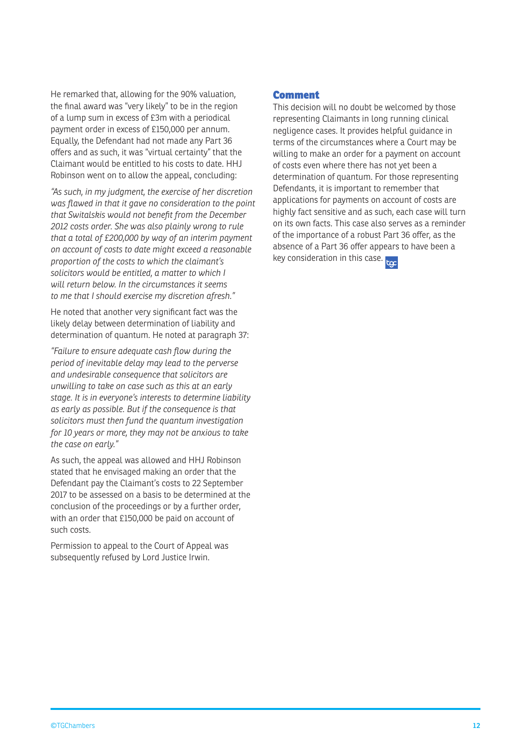He remarked that, allowing for the 90% valuation, the final award was "very likely" to be in the region of a lump sum in excess of £3m with a periodical payment order in excess of £150,000 per annum. Equally, the Defendant had not made any Part 36 offers and as such, it was "virtual certainty" that the Claimant would be entitled to his costs to date. HHJ Robinson went on to allow the appeal, concluding:

*"As such, in my judgment, the exercise of her discretion was flawed in that it gave no consideration to the point that Switalskis would not benefit from the December 2012 costs order. She was also plainly wrong to rule that a total of £200,000 by way of an interim payment on account of costs to date might exceed a reasonable proportion of the costs to which the claimant's solicitors would be entitled, a matter to which I will return below. In the circumstances it seems to me that I should exercise my discretion afresh."*

He noted that another very significant fact was the likely delay between determination of liability and determination of quantum. He noted at paragraph 37:

*"Failure to ensure adequate cash flow during the period of inevitable delay may lead to the perverse and undesirable consequence that solicitors are unwilling to take on case such as this at an early stage. It is in everyone's interests to determine liability as early as possible. But if the consequence is that solicitors must then fund the quantum investigation for 10 years or more, they may not be anxious to take the case on early."*

As such, the appeal was allowed and HHJ Robinson stated that he envisaged making an order that the Defendant pay the Claimant's costs to 22 September 2017 to be assessed on a basis to be determined at the conclusion of the proceedings or by a further order, with an order that £150,000 be paid on account of such costs.

Permission to appeal to the Court of Appeal was subsequently refused by Lord Justice Irwin.

## Comment

This decision will no doubt be welcomed by those representing Claimants in long running clinical negligence cases. It provides helpful guidance in terms of the circumstances where a Court may be willing to make an order for a payment on account of costs even where there has not yet been a determination of quantum. For those representing Defendants, it is important to remember that applications for payments on account of costs are highly fact sensitive and as such, each case will turn on its own facts. This case also serves as a reminder of the importance of a robust Part 36 offer, as the absence of a Part 36 offer appears to have been a key consideration in this case.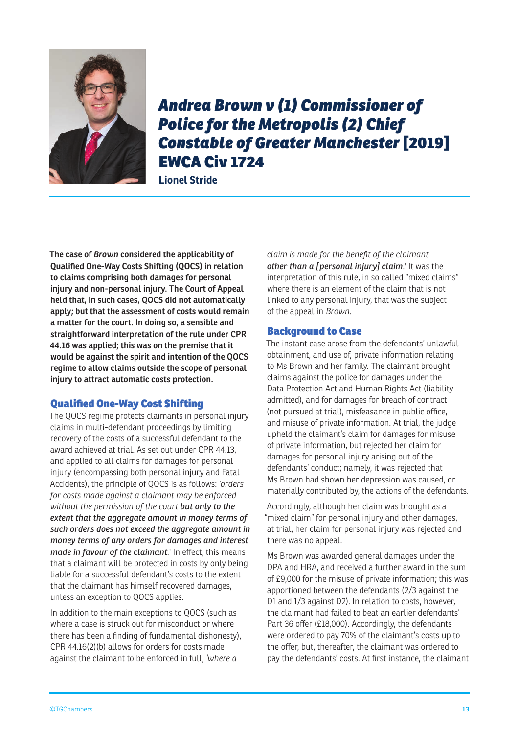# *Andrea Brown v (1) Commissioner of Police for the Metropolis (2) Chief Constable of Greater Manchester* [2019] EWCA Civ 1724

**Lionel Stride**

**The case of *Brown* considered the applicability of Qualified One-Way Costs Shifting (QOCS) in relation to claims comprising both damages for personal injury and non-personal injury. The Court of Appeal held that, in such cases, QOCS did not automatically apply; but that the assessment of costs would remain a matter for the court. In doing so, a sensible and straightforward interpretation of the rule under CPR 44.16 was applied; this was on the premise that it would be against the spirit and intention of the QOCS regime to allow claims outside the scope of personal injury to attract automatic costs protection.**

## Qualified One-Way Cost Shifting

The QOCS regime protects claimants in personal injury claims in multi-defendant proceedings by limiting recovery of the costs of a successful defendant to the award achieved at trial. As set out under CPR 44.13, and applied to all claims for damages for personal injury (encompassing both personal injury and Fatal Accidents), the principle of QOCS is as follows: *'orders for costs made against a claimant may be enforced without the permission of the court **but only to the extent that the aggregate amount in money terms of such orders does not exceed the aggregate amount in money terms of any orders for damages and interest made in favour of the claimant**.'* In effect, this means that a claimant will be protected in costs by only being liable for a successful defendant's costs to the extent that the claimant has himself recovered damages, unless an exception to QOCS applies.

In addition to the main exceptions to QOCS (such as where a case is struck out for misconduct or where there has been a finding of fundamental dishonesty), CPR 44.16(2)(b) allows for orders for costs made against the claimant to be enforced in full, *'where a claim is made for the benefit of the claimant **other than a [personal injury] claim**.'* It was the interpretation of this rule, in so called "mixed claims" where there is an element of the claim that is not linked to any personal injury, that was the subject of the appeal in *Brown*.

## Background to Case

The instant case arose from the defendants' unlawful obtainment, and use of, private information relating to Ms Brown and her family. The claimant brought claims against the police for damages under the Data Protection Act and Human Rights Act (liability admitted), and for damages for breach of contract (not pursued at trial), misfeasance in public office, and misuse of private information. At trial, the judge upheld the claimant's claim for damages for misuse of private information, but rejected her claim for damages for personal injury arising out of the defendants' conduct; namely, it was rejected that Ms Brown had shown her depression was caused, or materially contributed by, the actions of the defendants.

Accordingly, although her claim was brought as a "mixed claim" for personal injury and other damages, at trial, her claim for personal injury was rejected and there was no appeal.

Ms Brown was awarded general damages under the DPA and HRA, and received a further award in the sum of £9,000 for the misuse of private information; this was apportioned between the defendants (2/3 against the D1 and 1/3 against D2). In relation to costs, however, the claimant had failed to beat an earlier defendants' Part 36 offer (£18,000). Accordingly, the defendants were ordered to pay 70% of the claimant's costs up to the offer, but, thereafter, the claimant was ordered to pay the defendants' costs. At first instance, the claimant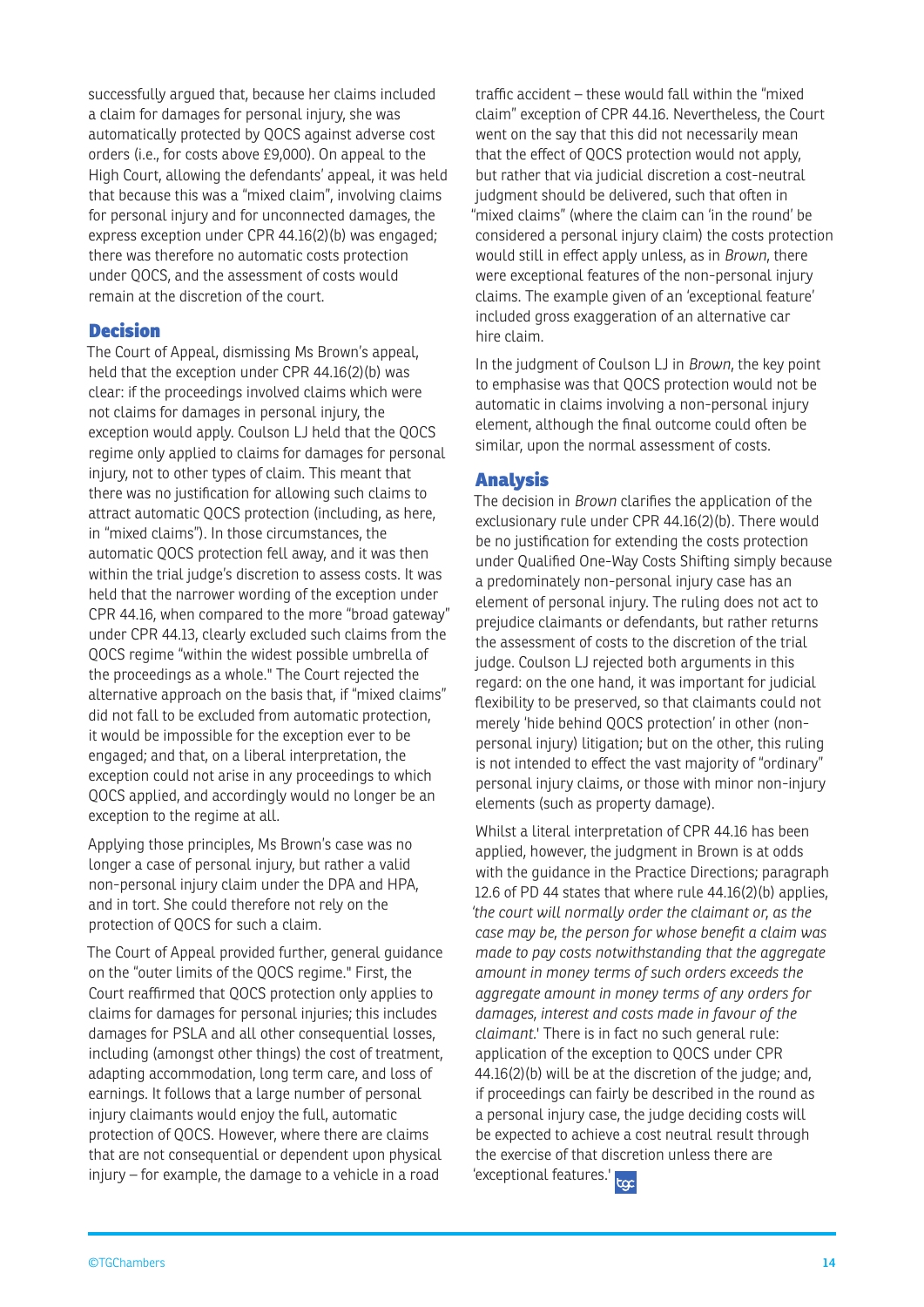successfully argued that, because her claims included a claim for damages for personal injury, she was automatically protected by QOCS against adverse cost orders (i.e., for costs above £9,000). On appeal to the High Court, allowing the defendants' appeal, it was held that because this was a "mixed claim", involving claims for personal injury and for unconnected damages, the express exception under CPR 44.16(2)(b) was engaged; there was therefore no automatic costs protection under QOCS, and the assessment of costs would remain at the discretion of the court.

## Decision

The Court of Appeal, dismissing Ms Brown's appeal, held that the exception under CPR 44.16(2)(b) was clear: if the proceedings involved claims which were not claims for damages in personal injury, the exception would apply. Coulson LJ held that the QOCS regime only applied to claims for damages for personal injury, not to other types of claim. This meant that there was no justification for allowing such claims to attract automatic QOCS protection (including, as here, in "mixed claims"). In those circumstances, the automatic QOCS protection fell away, and it was then within the trial judge's discretion to assess costs. It was held that the narrower wording of the exception under CPR 44.16, when compared to the more "broad gateway" under CPR 44.13, clearly excluded such claims from the QOCS regime "within the widest possible umbrella of the proceedings as a whole." The Court rejected the alternative approach on the basis that, if "mixed claims" did not fall to be excluded from automatic protection, it would be impossible for the exception ever to be engaged; and that, on a liberal interpretation, the exception could not arise in any proceedings to which QOCS applied, and accordingly would no longer be an exception to the regime at all.

Applying those principles, Ms Brown's case was no longer a case of personal injury, but rather a valid non-personal injury claim under the DPA and HPA, and in tort. She could therefore not rely on the protection of QOCS for such a claim.

The Court of Appeal provided further, general guidance on the "outer limits of the QOCS regime." First, the Court reaffirmed that QOCS protection only applies to claims for damages for personal injuries; this includes damages for PSLA and all other consequential losses, including (amongst other things) the cost of treatment, adapting accommodation, long term care, and loss of earnings. It follows that a large number of personal injury claimants would enjoy the full, automatic protection of QOCS. However, where there are claims that are not consequential or dependent upon physical injury – for example, the damage to a vehicle in a road traffic accident – these would fall within the "mixed claim" exception of CPR 44.16. Nevertheless, the Court went on the say that this did not necessarily mean that the effect of QOCS protection would not apply, but rather that via judicial discretion a cost-neutral judgment should be delivered, such that often in "mixed claims" (where the claim can 'in the round' be considered a personal injury claim) the costs protection would still in effect apply unless, as in *Brown*, there were exceptional features of the non-personal injury claims. The example given of an 'exceptional feature' included gross exaggeration of an alternative car hire claim.

In the judgment of Coulson LJ in *Brown*, the key point to emphasise was that QOCS protection would not be automatic in claims involving a non-personal injury element, although the final outcome could often be similar, upon the normal assessment of costs.

## Analysis

The decision in *Brown* clarifies the application of the exclusionary rule under CPR 44.16(2)(b). There would be no justification for extending the costs protection under Qualified One-Way Costs Shifting simply because a predominately non-personal injury case has an element of personal injury. The ruling does not act to prejudice claimants or defendants, but rather returns the assessment of costs to the discretion of the trial judge. Coulson LJ rejected both arguments in this regard: on the one hand, it was important for judicial flexibility to be preserved, so that claimants could not merely 'hide behind QOCS protection' in other (non-personal injury) litigation; but on the other, this ruling is not intended to effect the vast majority of "ordinary" personal injury claims, or those with minor non-injury elements (such as property damage).

Whilst a literal interpretation of CPR 44.16 has been applied, however, the judgment in Brown is at odds with the guidance in the Practice Directions; paragraph 12.6 of PD 44 states that where rule 44.16(2)(b) applies, *'the court will normally order the claimant or, as the case may be, the person for whose benefit a claim was made to pay costs notwithstanding that the aggregate amount in money terms of such orders exceeds the aggregate amount in money terms of any orders for damages, interest and costs made in favour of the claimant.'* There is in fact no such general rule: application of the exception to QOCS under CPR 44.16(2)(b) will be at the discretion of the judge; and, if proceedings can fairly be described in the round as a personal injury case, the judge deciding costs will be expected to achieve a cost neutral result through the exercise of that discretion unless there are 'exceptional features.'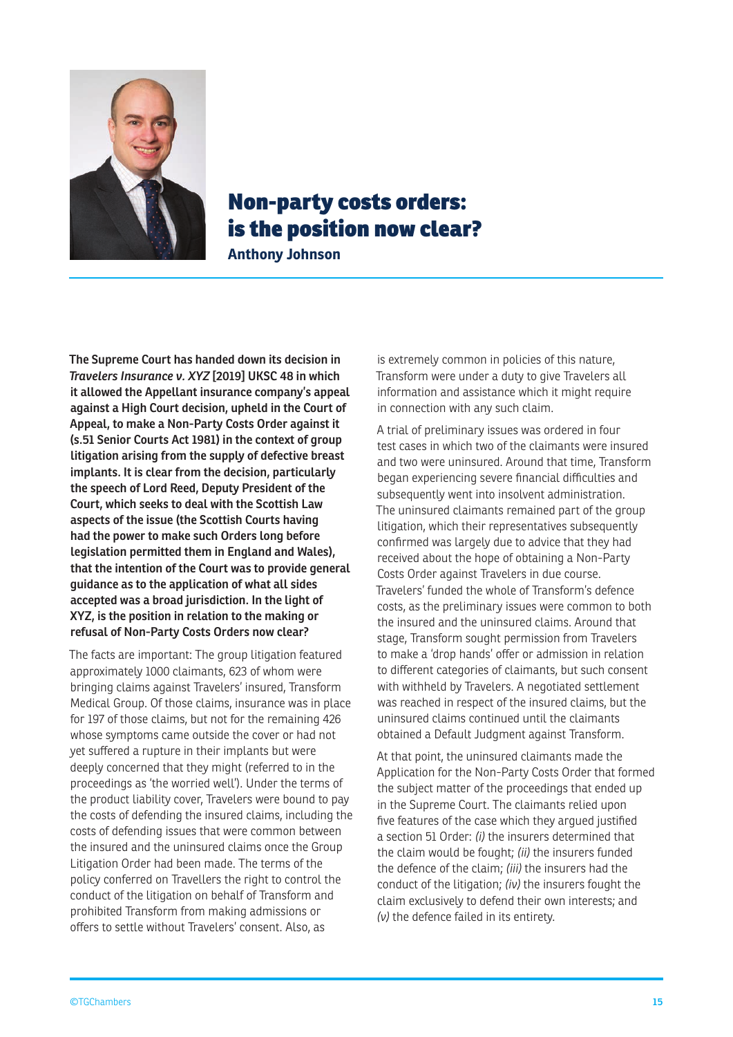# Non-party costs orders: is the position now clear?

**Anthony Johnson**

**The Supreme Court has handed down its decision in *Travelers Insurance v. XYZ* [2019] UKSC 48 in which it allowed the Appellant insurance company's appeal against a High Court decision, upheld in the Court of Appeal, to make a Non-Party Costs Order against it (s.51 Senior Courts Act 1981) in the context of group litigation arising from the supply of defective breast implants. It is clear from the decision, particularly the speech of Lord Reed, Deputy President of the Court, which seeks to deal with the Scottish Law aspects of the issue (the Scottish Courts having had the power to make such Orders long before legislation permitted them in England and Wales), that the intention of the Court was to provide general guidance as to the application of what all sides accepted was a broad jurisdiction. In the light of XYZ, is the position in relation to the making or refusal of Non-Party Costs Orders now clear?**

The facts are important: The group litigation featured approximately 1000 claimants, 623 of whom were bringing claims against Travelers' insured, Transform Medical Group. Of those claims, insurance was in place for 197 of those claims, but not for the remaining 426 whose symptoms came outside the cover or had not yet suffered a rupture in their implants but were deeply concerned that they might (referred to in the proceedings as 'the worried well'). Under the terms of the product liability cover, Travelers were bound to pay the costs of defending the insured claims, including the costs of defending issues that were common between the insured and the uninsured claims once the Group Litigation Order had been made. The terms of the policy conferred on Travellers the right to control the conduct of the litigation on behalf of Transform and prohibited Transform from making admissions or offers to settle without Travelers' consent. Also, as is extremely common in policies of this nature, Transform were under a duty to give Travelers all information and assistance which it might require in connection with any such claim.

A trial of preliminary issues was ordered in four test cases in which two of the claimants were insured and two were uninsured. Around that time, Transform began experiencing severe financial difficulties and subsequently went into insolvent administration. The uninsured claimants remained part of the group litigation, which their representatives subsequently confirmed was largely due to advice that they had received about the hope of obtaining a Non-Party Costs Order against Travelers in due course. Travelers' funded the whole of Transform's defence costs, as the preliminary issues were common to both the insured and the uninsured claims. Around that stage, Transform sought permission from Travelers to make a 'drop hands' offer or admission in relation to different categories of claimants, but such consent with withheld by Travelers. A negotiated settlement was reached in respect of the insured claims, but the uninsured claims continued until the claimants obtained a Default Judgment against Transform.

At that point, the uninsured claimants made the Application for the Non-Party Costs Order that formed the subject matter of the proceedings that ended up in the Supreme Court. The claimants relied upon five features of the case which they argued justified a section 51 Order: *(i)* the insurers determined that the claim would be fought; *(ii)* the insurers funded the defence of the claim; *(iii)* the insurers had the conduct of the litigation; *(iv)* the insurers fought the claim exclusively to defend their own interests; and *(v)* the defence failed in its entirety.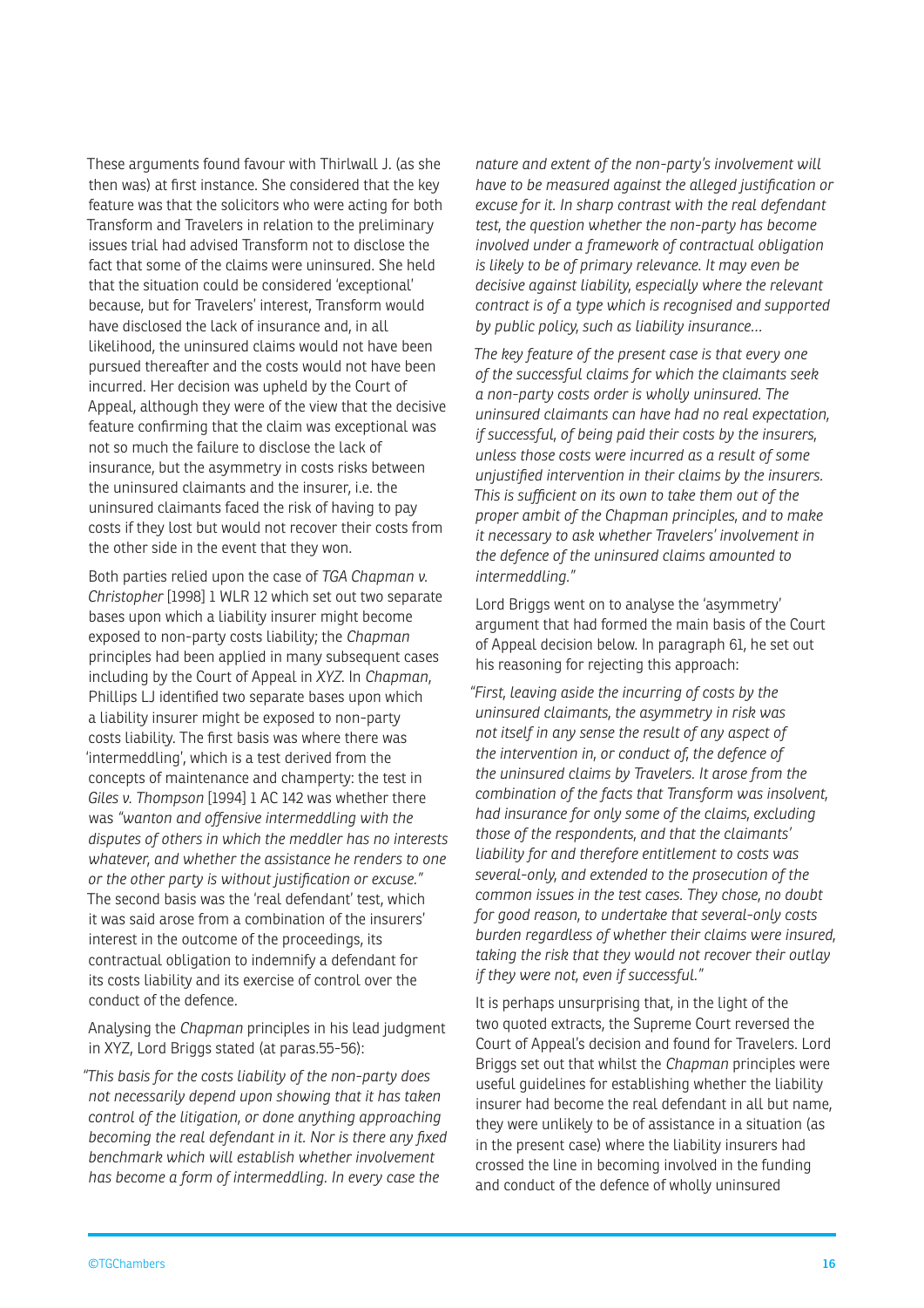These arguments found favour with Thirlwall J. (as she then was) at first instance. She considered that the key feature was that the solicitors who were acting for both Transform and Travelers in relation to the preliminary issues trial had advised Transform not to disclose the fact that some of the claims were uninsured. She held that the situation could be considered 'exceptional' because, but for Travelers' interest, Transform would have disclosed the lack of insurance and, in all likelihood, the uninsured claims would not have been pursued thereafter and the costs would not have been incurred. Her decision was upheld by the Court of Appeal, although they were of the view that the decisive feature confirming that the claim was exceptional was not so much the failure to disclose the lack of insurance, but the asymmetry in costs risks between the uninsured claimants and the insurer, i.e. the uninsured claimants faced the risk of having to pay costs if they lost but would not recover their costs from the other side in the event that they won.

Both parties relied upon the case of *TGA Chapman v. Christopher* [1998] 1 WLR 12 which set out two separate bases upon which a liability insurer might become exposed to non-party costs liability; the *Chapman* principles had been applied in many subsequent cases including by the Court of Appeal in *XYZ*. In *Chapman*, Phillips LJ identified two separate bases upon which a liability insurer might be exposed to non-party costs liability. The first basis was where there was 'intermeddling', which is a test derived from the concepts of maintenance and champerty: the test in *Giles v. Thompson* [1994] 1 AC 142 was whether there was *"wanton and offensive intermeddling with the disputes of others in which the meddler has no interests whatever, and whether the assistance he renders to one or the other party is without justification or excuse."* The second basis was the 'real defendant' test, which it was said arose from a combination of the insurers' interest in the outcome of the proceedings, its contractual obligation to indemnify a defendant for its costs liability and its exercise of control over the conduct of the defence.

Analysing the *Chapman* principles in his lead judgment in XYZ, Lord Briggs stated (at paras.55-56):

*"This basis for the costs liability of the non-party does not necessarily depend upon showing that it has taken control of the litigation, or done anything approaching becoming the real defendant in it. Nor is there any fixed benchmark which will establish whether involvement has become a form of intermeddling. In every case the nature and extent of the non-party's involvement will have to be measured against the alleged justification or excuse for it. In sharp contrast with the real defendant test, the question whether the non-party has become involved under a framework of contractual obligation is likely to be of primary relevance. It may even be decisive against liability, especially where the relevant contract is of a type which is recognised and supported by public policy, such as liability insurance...*

*The key feature of the present case is that every one of the successful claims for which the claimants seek a non-party costs order is wholly uninsured. The uninsured claimants can have had no real expectation, if successful, of being paid their costs by the insurers, unless those costs were incurred as a result of some unjustified intervention in their claims by the insurers. This is sufficient on its own to take them out of the proper ambit of the Chapman principles, and to make it necessary to ask whether Travelers' involvement in the defence of the uninsured claims amounted to intermeddling."*

Lord Briggs went on to analyse the 'asymmetry' argument that had formed the main basis of the Court of Appeal decision below. In paragraph 61, he set out his reasoning for rejecting this approach:

*"First, leaving aside the incurring of costs by the uninsured claimants, the asymmetry in risk was not itself in any sense the result of any aspect of the intervention in, or conduct of, the defence of the uninsured claims by Travelers. It arose from the combination of the facts that Transform was insolvent, had insurance for only some of the claims, excluding those of the respondents, and that the claimants' liability for and therefore entitlement to costs was several-only, and extended to the prosecution of the common issues in the test cases. They chose, no doubt for good reason, to undertake that several-only costs burden regardless of whether their claims were insured, taking the risk that they would not recover their outlay if they were not, even if successful."*

It is perhaps unsurprising that, in the light of the two quoted extracts, the Supreme Court reversed the Court of Appeal's decision and found for Travelers. Lord Briggs set out that whilst the *Chapman* principles were useful guidelines for establishing whether the liability insurer had become the real defendant in all but name, they were unlikely to be of assistance in a situation (as in the present case) where the liability insurers had crossed the line in becoming involved in the funding and conduct of the defence of wholly uninsured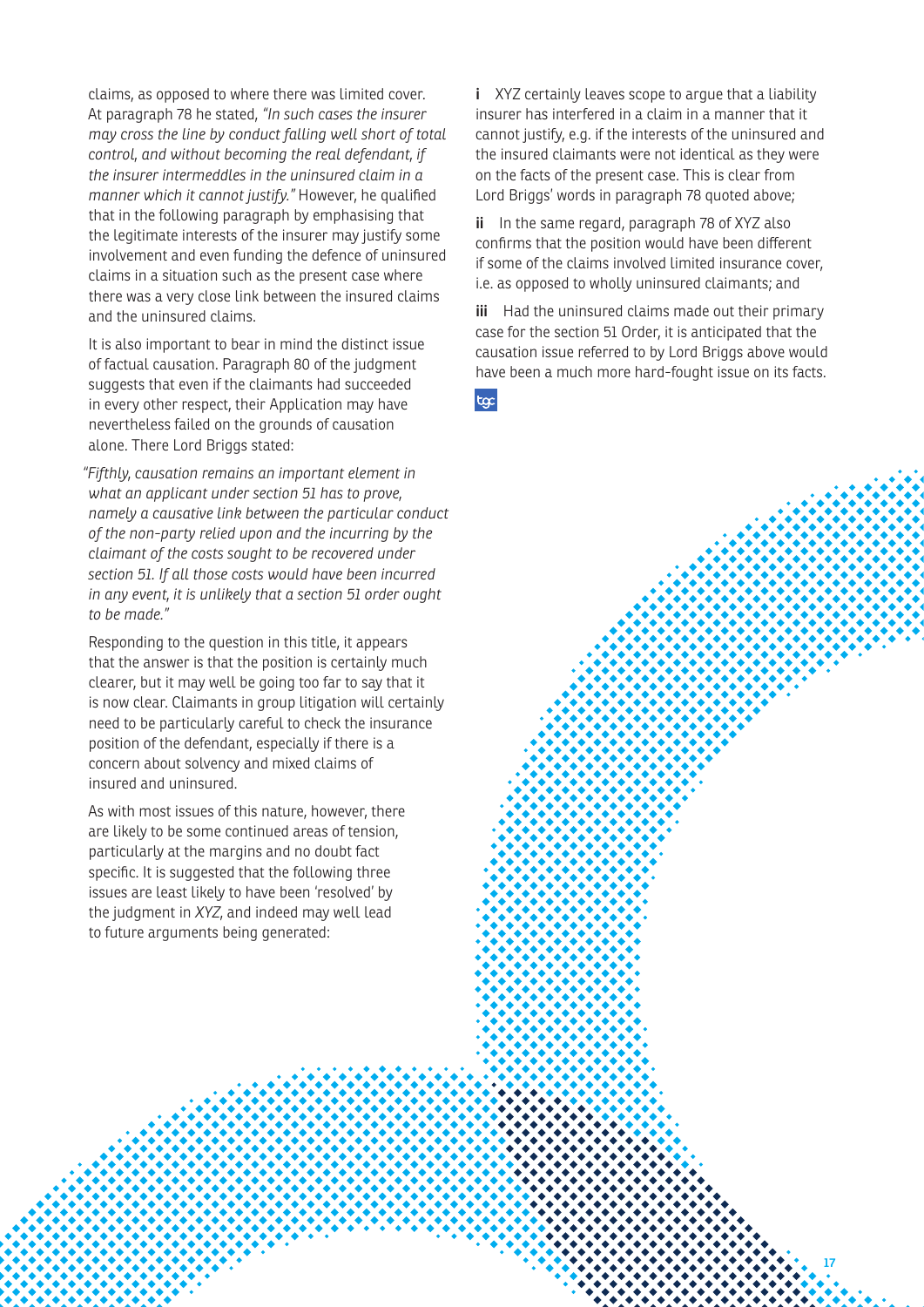claims, as opposed to where there was limited cover. At paragraph 78 he stated, *"In such cases the insurer may cross the line by conduct falling well short of total control, and without becoming the real defendant, if the insurer intermeddles in the uninsured claim in a manner which it cannot justify."* However, he qualified that in the following paragraph by emphasising that the legitimate interests of the insurer may justify some involvement and even funding the defence of uninsured claims in a situation such as the present case where there was a very close link between the insured claims and the uninsured claims.

It is also important to bear in mind the distinct issue of factual causation. Paragraph 80 of the judgment suggests that even if the claimants had succeeded in every other respect, their Application may have nevertheless failed on the grounds of causation alone. There Lord Briggs stated:

*"Fifthly, causation remains an important element in what an applicant under section 51 has to prove, namely a causative link between the particular conduct of the non-party relied upon and the incurring by the claimant of the costs sought to be recovered under section 51. If all those costs would have been incurred in any event, it is unlikely that a section 51 order ought to be made."*

Responding to the question in this title, it appears that the answer is that the position is certainly much clearer, but it may well be going too far to say that it is now clear. Claimants in group litigation will certainly need to be particularly careful to check the insurance position of the defendant, especially if there is a concern about solvency and mixed claims of insured and uninsured.

As with most issues of this nature, however, there are likely to be some continued areas of tension, particularly at the margins and no doubt fact specific. It is suggested that the following three issues are least likely to have been 'resolved' by the judgment in *XYZ*, and indeed may well lead to future arguments being generated:

**i** XYZ certainly leaves scope to argue that a liability insurer has interfered in a claim in a manner that it cannot justify, e.g. if the interests of the uninsured and the insured claimants were not identical as they were on the facts of the present case. This is clear from Lord Briggs' words in paragraph 78 quoted above;

**ii** In the same regard, paragraph 78 of XYZ also confirms that the position would have been different if some of the claims involved limited insurance cover, i.e. as opposed to wholly uninsured claimants; and

**iii** Had the uninsured claims made out their primary case for the section 51 Order, it is anticipated that the causation issue referred to by Lord Briggs above would have been a much more hard-fought issue on its facts.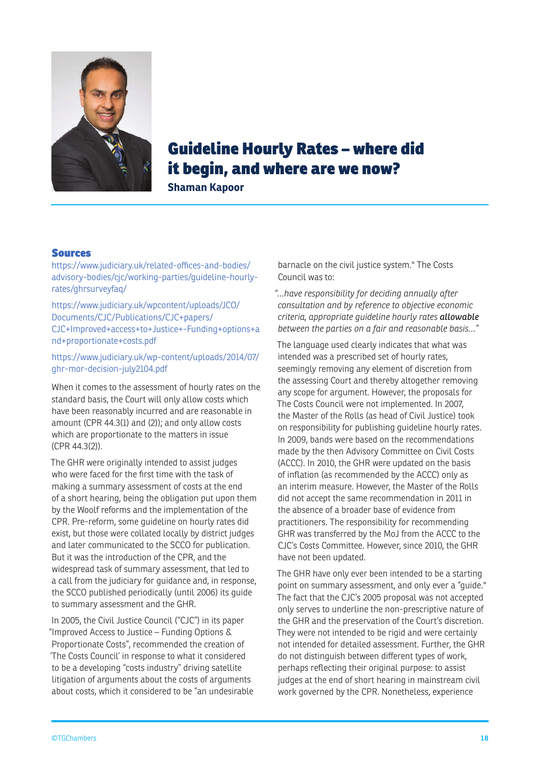# Guideline Hourly Rates – where did it begin, and where are we now?

**Shaman Kapoor**

## Sources

https://www.judiciary.uk/related-offices-and-bodies/advisory-bodies/cjc/working-parties/guideline-hourly-rates/ghrsurveyfaq/

https://www.judiciary.uk/wpcontent/uploads/JCO/Documents/CJC/Publications/CJC+papers/CJC+Improved+access+to+Justice+-Funding+options+and+proportionate+costs.pdf

https://www.judiciary.uk/wp-content/uploads/2014/07/ghr-mor-decision-july2104.pdf

When it comes to the assessment of hourly rates on the standard basis, the Court will only allow costs which have been reasonably incurred and are reasonable in amount (CPR 44.3(1) and (2)); and only allow costs which are proportionate to the matters in issue (CPR 44.3(2)).

The GHR were originally intended to assist judges who were faced for the first time with the task of making a summary assessment of costs at the end of a short hearing, being the obligation put upon them by the Woolf reforms and the implementation of the CPR. Pre-reform, some guideline on hourly rates did exist, but those were collated locally by district judges and later communicated to the SCCO for publication. But it was the introduction of the CPR, and the widespread task of summary assessment, that led to a call from the judiciary for guidance and, in response, the SCCO published periodically (until 2006) its guide to summary assessment and the GHR.

In 2005, the Civil Justice Council ("CJC") in its paper "Improved Access to Justice – Funding Options & Proportionate Costs", recommended the creation of 'The Costs Council' in response to what it considered to be a developing "costs industry" driving satellite litigation of arguments about the costs of arguments about costs, which it considered to be "an undesirable barnacle on the civil justice system." The Costs Council was to:

*"...have responsibility for deciding annually after consultation and by reference to objective economic criteria, appropriate guideline hourly rates **allowable** between the parties on a fair and reasonable basis..."*

The language used clearly indicates that what was intended was a prescribed set of hourly rates, seemingly removing any element of discretion from the assessing Court and thereby altogether removing any scope for argument. However, the proposals for The Costs Council were not implemented. In 2007, the Master of the Rolls (as head of Civil Justice) took on responsibility for publishing guideline hourly rates. In 2009, bands were based on the recommendations made by the then Advisory Committee on Civil Costs (ACCC). In 2010, the GHR were updated on the basis of inflation (as recommended by the ACCC) only as an interim measure. However, the Master of the Rolls did not accept the same recommendation in 2011 in the absence of a broader base of evidence from practitioners. The responsibility for recommending GHR was transferred by the MoJ from the ACCC to the CJC's Costs Committee. However, since 2010, the GHR have not been updated.

The GHR have only ever been intended to be a starting point on summary assessment, and only ever a "guide." The fact that the CJC's 2005 proposal was not accepted only serves to underline the non-prescriptive nature of the GHR and the preservation of the Court's discretion. They were not intended to be rigid and were certainly not intended for detailed assessment. Further, the GHR do not distinguish between different types of work, perhaps reflecting their original purpose: to assist judges at the end of short hearing in mainstream civil work governed by the CPR. Nonetheless, experience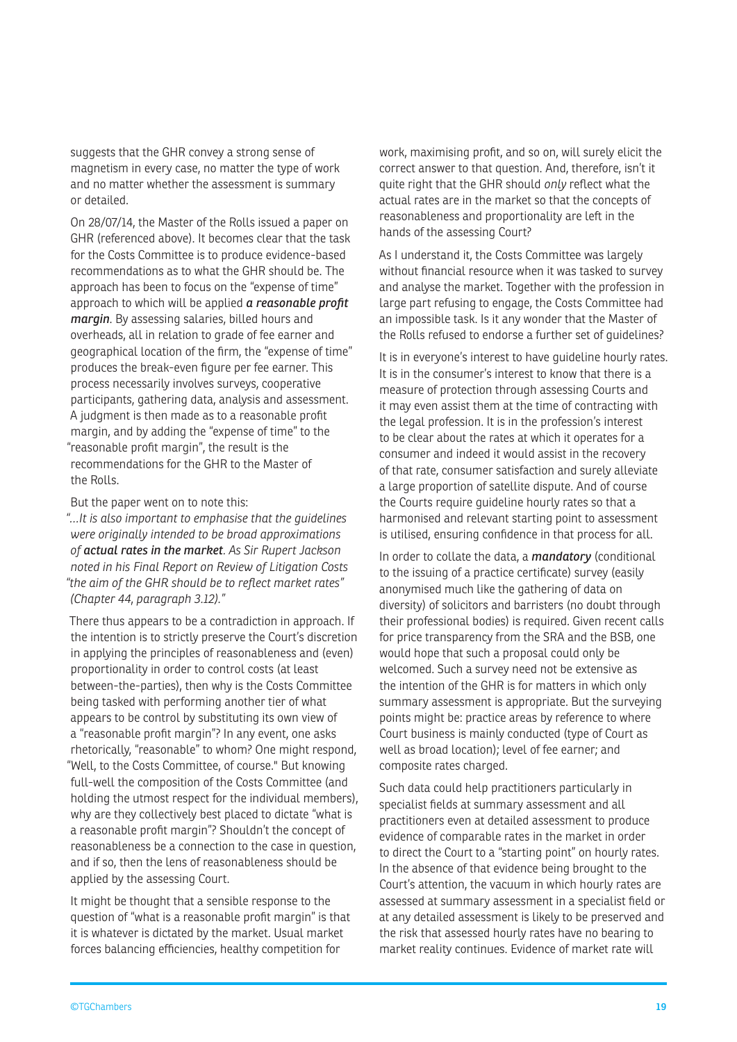suggests that the GHR convey a strong sense of magnetism in every case, no matter the type of work and no matter whether the assessment is summary or detailed.

On 28/07/14, the Master of the Rolls issued a paper on GHR (referenced above). It becomes clear that the task for the Costs Committee is to produce evidence-based recommendations as to what the GHR should be. The approach has been to focus on the "expense of time" approach to which will be applied ***a reasonable profit margin***. By assessing salaries, billed hours and overheads, all in relation to grade of fee earner and geographical location of the firm, the "expense of time" produces the break-even figure per fee earner. This process necessarily involves surveys, cooperative participants, gathering data, analysis and assessment. A judgment is then made as to a reasonable profit margin, and by adding the "expense of time" to the "reasonable profit margin", the result is the recommendations for the GHR to the Master of the Rolls.

But the paper went on to note this:

*"…It is also important to emphasise that the guidelines were originally intended to be broad approximations of **actual rates in the market**. As Sir Rupert Jackson noted in his Final Report on Review of Litigation Costs "the aim of the GHR should be to reflect market rates" (Chapter 44, paragraph 3.12)."*

There thus appears to be a contradiction in approach. If the intention is to strictly preserve the Court's discretion in applying the principles of reasonableness and (even) proportionality in order to control costs (at least between-the-parties), then why is the Costs Committee being tasked with performing another tier of what appears to be control by substituting its own view of a "reasonable profit margin"? In any event, one asks rhetorically, "reasonable" to whom? One might respond, "Well, to the Costs Committee, of course." But knowing full-well the composition of the Costs Committee (and holding the utmost respect for the individual members), why are they collectively best placed to dictate "what is a reasonable profit margin"? Shouldn't the concept of reasonableness be a connection to the case in question, and if so, then the lens of reasonableness should be applied by the assessing Court.

It might be thought that a sensible response to the question of "what is a reasonable profit margin" is that it is whatever is dictated by the market. Usual market forces balancing efficiencies, healthy competition for work, maximising profit, and so on, will surely elicit the correct answer to that question. And, therefore, isn't it quite right that the GHR should *only* reflect what the actual rates are in the market so that the concepts of reasonableness and proportionality are left in the hands of the assessing Court?

As I understand it, the Costs Committee was largely without financial resource when it was tasked to survey and analyse the market. Together with the profession in large part refusing to engage, the Costs Committee had an impossible task. Is it any wonder that the Master of the Rolls refused to endorse a further set of guidelines?

It is in everyone's interest to have guideline hourly rates. It is in the consumer's interest to know that there is a measure of protection through assessing Courts and it may even assist them at the time of contracting with the legal profession. It is in the profession's interest to be clear about the rates at which it operates for a consumer and indeed it would assist in the recovery of that rate, consumer satisfaction and surely alleviate a large proportion of satellite dispute. And of course the Courts require guideline hourly rates so that a harmonised and relevant starting point to assessment is utilised, ensuring confidence in that process for all.

In order to collate the data, a ***mandatory*** (conditional to the issuing of a practice certificate) survey (easily anonymised much like the gathering of data on diversity) of solicitors and barristers (no doubt through their professional bodies) is required. Given recent calls for price transparency from the SRA and the BSB, one would hope that such a proposal could only be welcomed. Such a survey need not be extensive as the intention of the GHR is for matters in which only summary assessment is appropriate. But the surveying points might be: practice areas by reference to where Court business is mainly conducted (type of Court as well as broad location); level of fee earner; and composite rates charged.

Such data could help practitioners particularly in specialist fields at summary assessment and all practitioners even at detailed assessment to produce evidence of comparable rates in the market in order to direct the Court to a "starting point" on hourly rates. In the absence of that evidence being brought to the Court's attention, the vacuum in which hourly rates are assessed at summary assessment in a specialist field or at any detailed assessment is likely to be preserved and the risk that assessed hourly rates have no bearing to market reality continues. Evidence of market rate will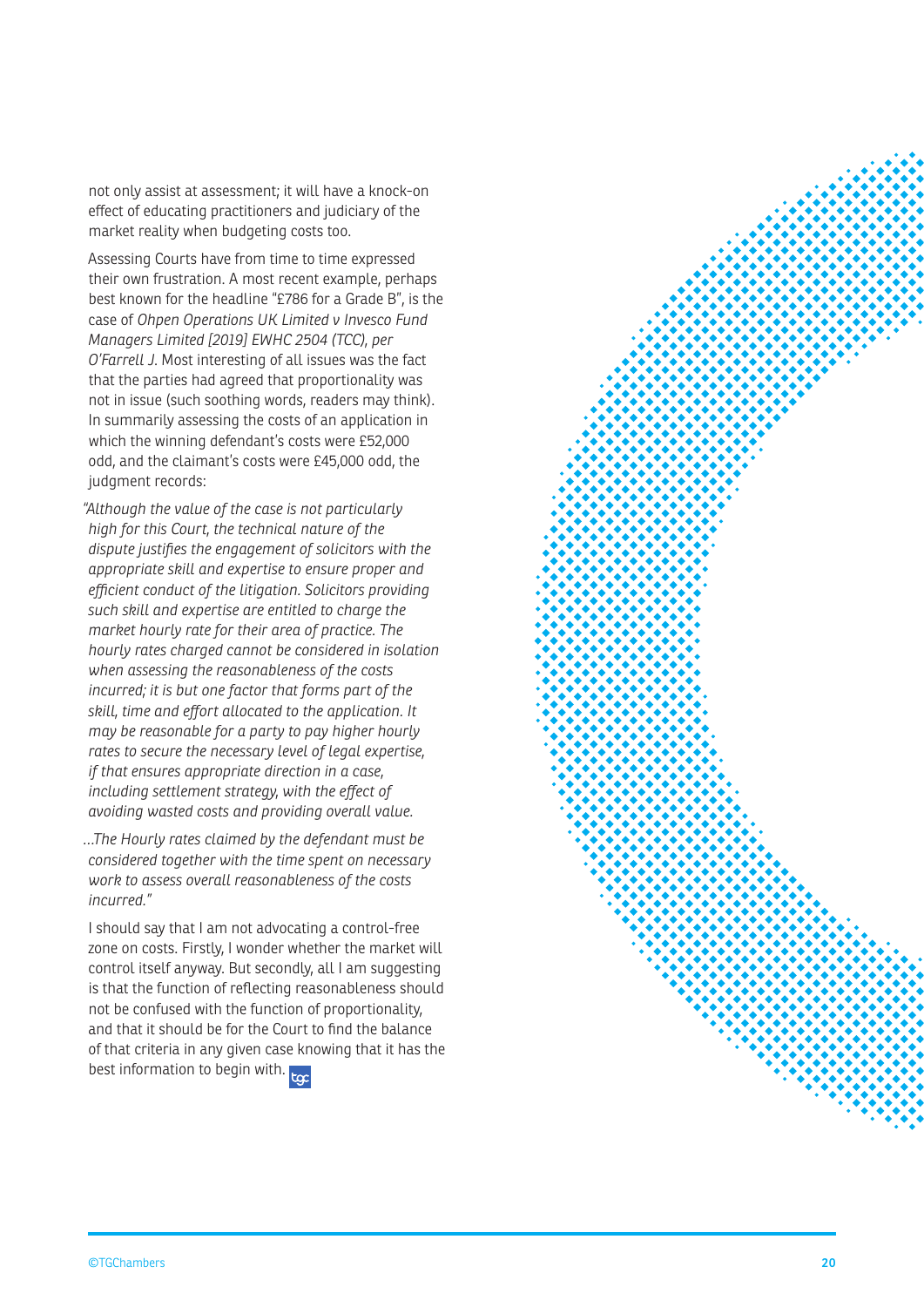not only assist at assessment; it will have a knock-on effect of educating practitioners and judiciary of the market reality when budgeting costs too.

Assessing Courts have from time to time expressed their own frustration. A most recent example, perhaps best known for the headline "£786 for a Grade B", is the case of *Ohpen Operations UK Limited v Invesco Fund Managers Limited [2019] EWHC 2504 (TCC), per O'Farrell J*. Most interesting of all issues was the fact that the parties had agreed that proportionality was not in issue (such soothing words, readers may think). In summarily assessing the costs of an application in which the winning defendant's costs were £52,000 odd, and the claimant's costs were £45,000 odd, the judgment records:

*"Although the value of the case is not particularly high for this Court, the technical nature of the dispute justifies the engagement of solicitors with the appropriate skill and expertise to ensure proper and efficient conduct of the litigation. Solicitors providing such skill and expertise are entitled to charge the market hourly rate for their area of practice. The hourly rates charged cannot be considered in isolation when assessing the reasonableness of the costs incurred; it is but one factor that forms part of the skill, time and effort allocated to the application. It may be reasonable for a party to pay higher hourly rates to secure the necessary level of legal expertise, if that ensures appropriate direction in a case, including settlement strategy, with the effect of avoiding wasted costs and providing overall value.*

*…The Hourly rates claimed by the defendant must be considered together with the time spent on necessary work to assess overall reasonableness of the costs incurred."*

I should say that I am not advocating a control-free zone on costs. Firstly, I wonder whether the market will control itself anyway. But secondly, all I am suggesting is that the function of reflecting reasonableness should not be confused with the function of proportionality, and that it should be for the Court to find the balance of that criteria in any given case knowing that it has the best information to begin with.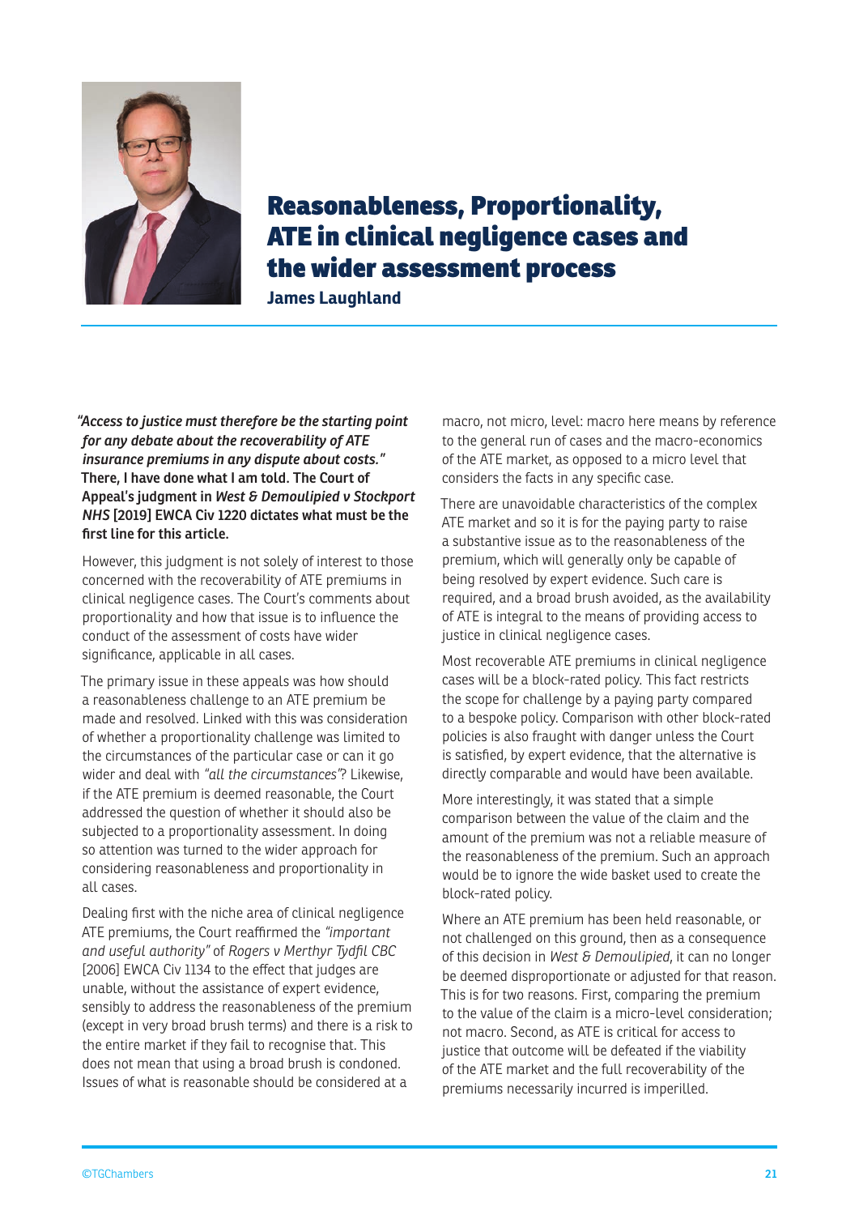# Reasonableness, Proportionality, ATE in clinical negligence cases and the wider assessment process

**James Laughland**

***"Access to justice must therefore be the starting point for any debate about the recoverability of ATE insurance premiums in any dispute about costs."*** **There, I have done what I am told. The Court of Appeal's judgment in *West & Demoulipied v Stockport NHS* [2019] EWCA Civ 1220 dictates what must be the first line for this article.**

However, this judgment is not solely of interest to those concerned with the recoverability of ATE premiums in clinical negligence cases. The Court's comments about proportionality and how that issue is to influence the conduct of the assessment of costs have wider significance, applicable in all cases.

The primary issue in these appeals was how should a reasonableness challenge to an ATE premium be made and resolved. Linked with this was consideration of whether a proportionality challenge was limited to the circumstances of the particular case or can it go wider and deal with *"all the circumstances"*? Likewise, if the ATE premium is deemed reasonable, the Court addressed the question of whether it should also be subjected to a proportionality assessment. In doing so attention was turned to the wider approach for considering reasonableness and proportionality in all cases.

Dealing first with the niche area of clinical negligence ATE premiums, the Court reaffirmed the *"important and useful authority"* of *Rogers v Merthyr Tydfil CBC* [2006] EWCA Civ 1134 to the effect that judges are unable, without the assistance of expert evidence, sensibly to address the reasonableness of the premium (except in very broad brush terms) and there is a risk to the entire market if they fail to recognise that. This does not mean that using a broad brush is condoned. Issues of what is reasonable should be considered at a macro, not micro, level: macro here means by reference to the general run of cases and the macro-economics of the ATE market, as opposed to a micro level that considers the facts in any specific case.

There are unavoidable characteristics of the complex ATE market and so it is for the paying party to raise a substantive issue as to the reasonableness of the premium, which will generally only be capable of being resolved by expert evidence. Such care is required, and a broad brush avoided, as the availability of ATE is integral to the means of providing access to justice in clinical negligence cases.

Most recoverable ATE premiums in clinical negligence cases will be a block-rated policy. This fact restricts the scope for challenge by a paying party compared to a bespoke policy. Comparison with other block-rated policies is also fraught with danger unless the Court is satisfied, by expert evidence, that the alternative is directly comparable and would have been available.

More interestingly, it was stated that a simple comparison between the value of the claim and the amount of the premium was not a reliable measure of the reasonableness of the premium. Such an approach would be to ignore the wide basket used to create the block-rated policy.

Where an ATE premium has been held reasonable, or not challenged on this ground, then as a consequence of this decision in *West & Demoulipied*, it can no longer be deemed disproportionate or adjusted for that reason. This is for two reasons. First, comparing the premium to the value of the claim is a micro-level consideration; not macro. Second, as ATE is critical for access to justice that outcome will be defeated if the viability of the ATE market and the full recoverability of the premiums necessarily incurred is imperilled.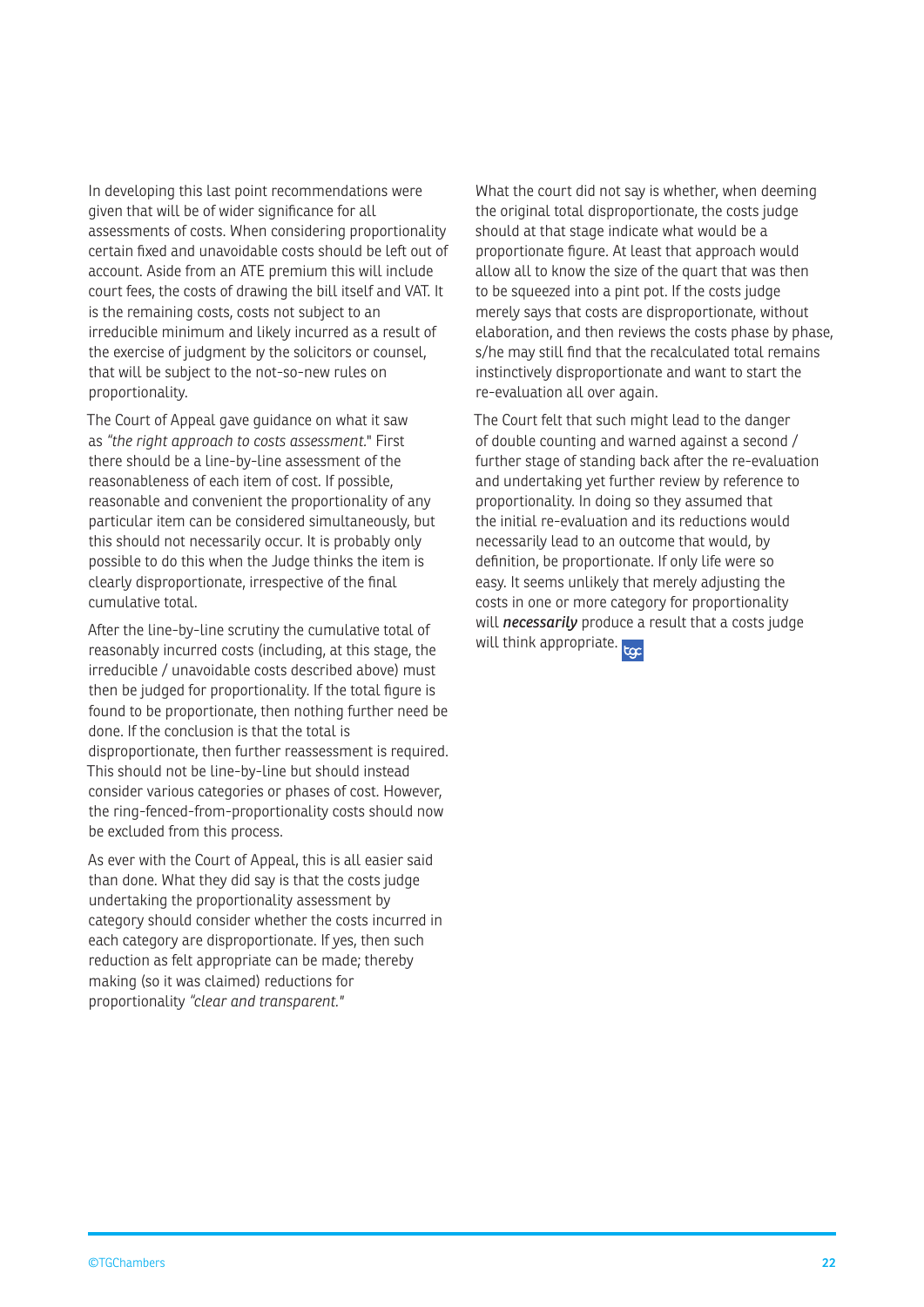In developing this last point recommendations were given that will be of wider significance for all assessments of costs. When considering proportionality certain fixed and unavoidable costs should be left out of account. Aside from an ATE premium this will include court fees, the costs of drawing the bill itself and VAT. It is the remaining costs, costs not subject to an irreducible minimum and likely incurred as a result of the exercise of judgment by the solicitors or counsel, that will be subject to the not-so-new rules on proportionality.

The Court of Appeal gave guidance on what it saw as *"the right approach to costs assessment."* First there should be a line-by-line assessment of the reasonableness of each item of cost. If possible, reasonable and convenient the proportionality of any particular item can be considered simultaneously, but this should not necessarily occur. It is probably only possible to do this when the Judge thinks the item is clearly disproportionate, irrespective of the final cumulative total.

After the line-by-line scrutiny the cumulative total of reasonably incurred costs (including, at this stage, the irreducible / unavoidable costs described above) must then be judged for proportionality. If the total figure is found to be proportionate, then nothing further need be done. If the conclusion is that the total is disproportionate, then further reassessment is required. This should not be line-by-line but should instead consider various categories or phases of cost. However, the ring-fenced-from-proportionality costs should now be excluded from this process.

As ever with the Court of Appeal, this is all easier said than done. What they did say is that the costs judge undertaking the proportionality assessment by category should consider whether the costs incurred in each category are disproportionate. If yes, then such reduction as felt appropriate can be made; thereby making (so it was claimed) reductions for proportionality *"clear and transparent."*

What the court did not say is whether, when deeming the original total disproportionate, the costs judge should at that stage indicate what would be a proportionate figure. At least that approach would allow all to know the size of the quart that was then to be squeezed into a pint pot. If the costs judge merely says that costs are disproportionate, without elaboration, and then reviews the costs phase by phase, s/he may still find that the recalculated total remains instinctively disproportionate and want to start the re-evaluation all over again.

The Court felt that such might lead to the danger of double counting and warned against a second / further stage of standing back after the re-evaluation and undertaking yet further review by reference to proportionality. In doing so they assumed that the initial re-evaluation and its reductions would necessarily lead to an outcome that would, by definition, be proportionate. If only life were so easy. It seems unlikely that merely adjusting the costs in one or more category for proportionality will ***necessarily*** produce a result that a costs judge will think appropriate.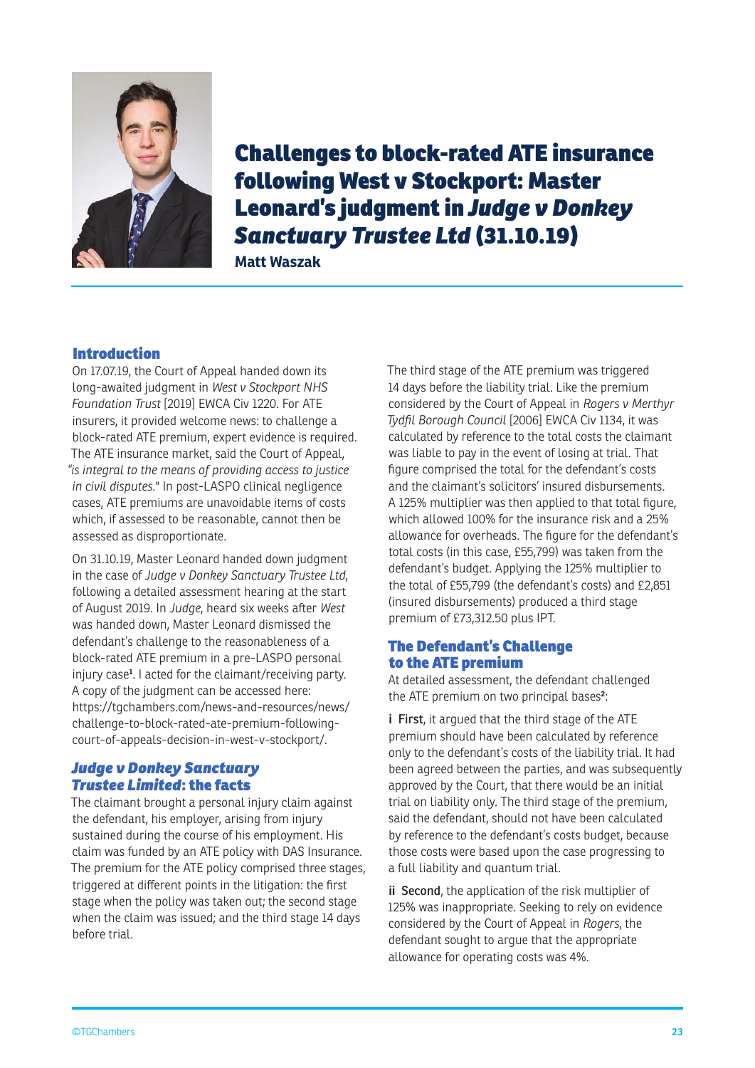# Challenges to block-rated ATE insurance following West v Stockport: Master Leonard's judgment in *Judge v Donkey Sanctuary Trustee Ltd* (31.10.19)

**Matt Waszak**

## Introduction

On 17.07.19, the Court of Appeal handed down its long-awaited judgment in *West v Stockport NHS Foundation Trust* [2019] EWCA Civ 1220. For ATE insurers, it provided welcome news: to challenge a block-rated ATE premium, expert evidence is required. The ATE insurance market, said the Court of Appeal, *"is integral to the means of providing access to justice in civil disputes."* In post-LASPO clinical negligence cases, ATE premiums are unavoidable items of costs which, if assessed to be reasonable, cannot then be assessed as disproportionate.

On 31.10.19, Master Leonard handed down judgment in the case of *Judge v Donkey Sanctuary Trustee Ltd*, following a detailed assessment hearing at the start of August 2019. In *Judge*, heard six weeks after *West* was handed down, Master Leonard dismissed the defendant's challenge to the reasonableness of a block-rated ATE premium in a pre-LASPO personal injury case[1]. I acted for the claimant/receiving party. A copy of the judgment can be accessed here: https://tgchambers.com/news-and-resources/news/challenge-to-block-rated-ate-premium-following-court-of-appeals-decision-in-west-v-stockport/.

## *Judge v Donkey Sanctuary Trustee Limited*: the facts

The claimant brought a personal injury claim against the defendant, his employer, arising from injury sustained during the course of his employment. His claim was funded by an ATE policy with DAS Insurance. The premium for the ATE policy comprised three stages, triggered at different points in the litigation: the first stage when the policy was taken out; the second stage when the claim was issued; and the third stage 14 days before trial.

The third stage of the ATE premium was triggered 14 days before the liability trial. Like the premium considered by the Court of Appeal in *Rogers v Merthyr Tydfil Borough Council* [2006] EWCA Civ 1134, it was calculated by reference to the total costs the claimant was liable to pay in the event of losing at trial. That figure comprised the total for the defendant's costs and the claimant's solicitors' insured disbursements. A 125% multiplier was then applied to that total figure, which allowed 100% for the insurance risk and a 25% allowance for overheads. The figure for the defendant's total costs (in this case, £55,799) was taken from the defendant's budget. Applying the 125% multiplier to the total of £55,799 (the defendant's costs) and £2,851 (insured disbursements) produced a third stage premium of £73,312.50 plus IPT.

## The Defendant's Challenge to the ATE premium

At detailed assessment, the defendant challenged the ATE premium on two principal bases[2]:

**i First**, it argued that the third stage of the ATE premium should have been calculated by reference only to the defendant's costs of the liability trial. It had been agreed between the parties, and was subsequently approved by the Court, that there would be an initial trial on liability only. The third stage of the premium, said the defendant, should not have been calculated by reference to the defendant's costs budget, because those costs were based upon the case progressing to a full liability and quantum trial.

**ii Second**, the application of the risk multiplier of 125% was inappropriate. Seeking to rely on evidence considered by the Court of Appeal in *Rogers*, the defendant sought to argue that the appropriate allowance for operating costs was 4%.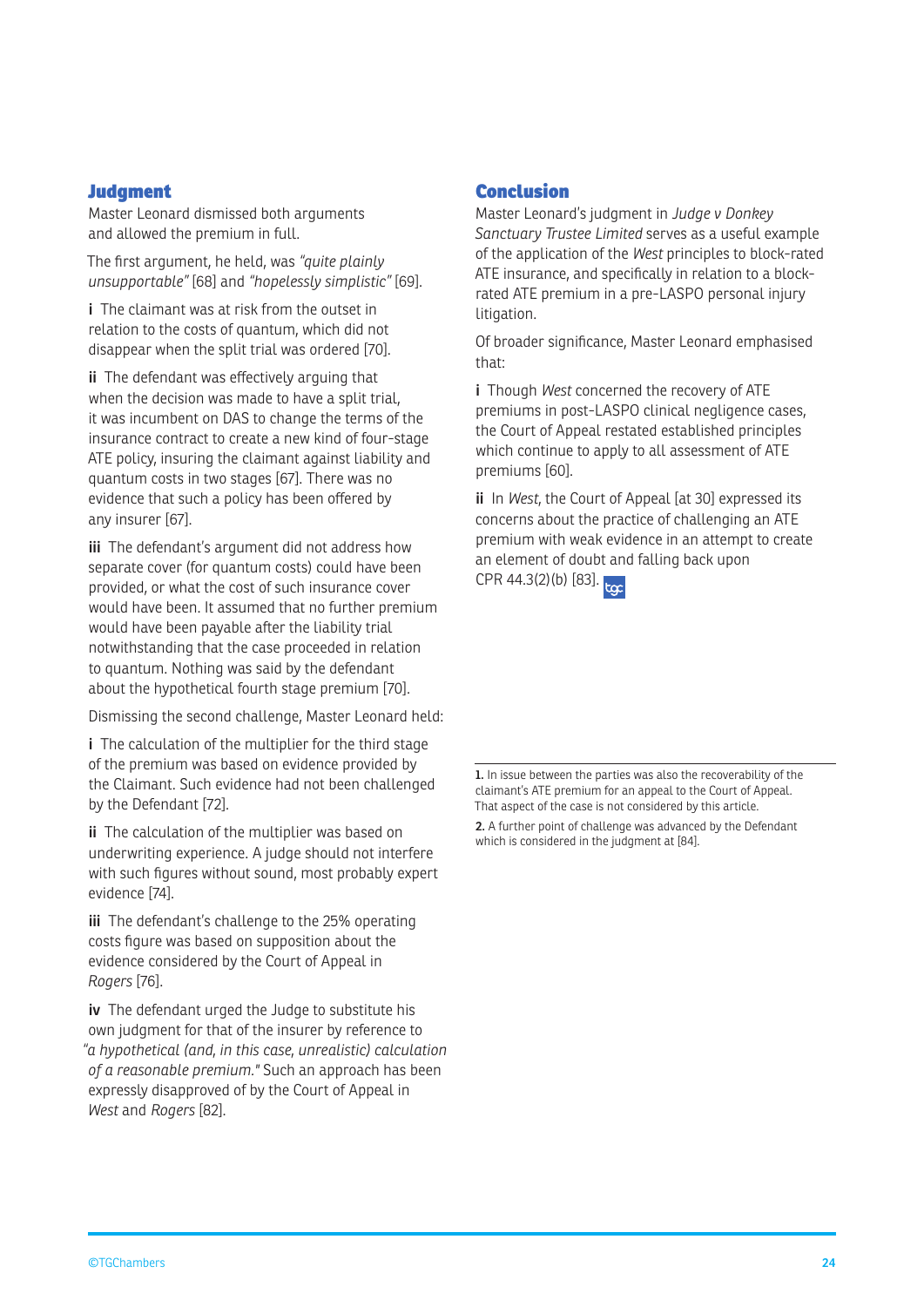## Judgment

Master Leonard dismissed both arguments and allowed the premium in full.

The first argument, he held, was *"quite plainly unsupportable"* [68] and *"hopelessly simplistic"* [69].

**i** The claimant was at risk from the outset in relation to the costs of quantum, which did not disappear when the split trial was ordered [70].

**ii** The defendant was effectively arguing that when the decision was made to have a split trial, it was incumbent on DAS to change the terms of the insurance contract to create a new kind of four-stage ATE policy, insuring the claimant against liability and quantum costs in two stages [67]. There was no evidence that such a policy has been offered by any insurer [67].

**iii** The defendant's argument did not address how separate cover (for quantum costs) could have been provided, or what the cost of such insurance cover would have been. It assumed that no further premium would have been payable after the liability trial notwithstanding that the case proceeded in relation to quantum. Nothing was said by the defendant about the hypothetical fourth stage premium [70].

Dismissing the second challenge, Master Leonard held:

**i** The calculation of the multiplier for the third stage of the premium was based on evidence provided by the Claimant. Such evidence had not been challenged by the Defendant [72].

**ii** The calculation of the multiplier was based on underwriting experience. A judge should not interfere with such figures without sound, most probably expert evidence [74].

**iii** The defendant's challenge to the 25% operating costs figure was based on supposition about the evidence considered by the Court of Appeal in *Rogers* [76].

**iv** The defendant urged the Judge to substitute his own judgment for that of the insurer by reference to *"a hypothetical (and, in this case, unrealistic) calculation of a reasonable premium."* Such an approach has been expressly disapproved of by the Court of Appeal in *West* and *Rogers* [82].

## Conclusion

Master Leonard's judgment in *Judge v Donkey Sanctuary Trustee Limited* serves as a useful example of the application of the *West* principles to block-rated ATE insurance, and specifically in relation to a block-rated ATE premium in a pre-LASPO personal injury litigation.

Of broader significance, Master Leonard emphasised that:

**i** Though *West* concerned the recovery of ATE premiums in post-LASPO clinical negligence cases, the Court of Appeal restated established principles which continue to apply to all assessment of ATE premiums [60].

**ii** In *West*, the Court of Appeal [at 30] expressed its concerns about the practice of challenging an ATE premium with weak evidence in an attempt to create an element of doubt and falling back upon CPR 44.3(2)(b) [83].

---

**1.** In issue between the parties was also the recoverability of the claimant's ATE premium for an appeal to the Court of Appeal. That aspect of the case is not considered by this article.

**2.** A further point of challenge was advanced by the Defendant which is considered in the judgment at [84].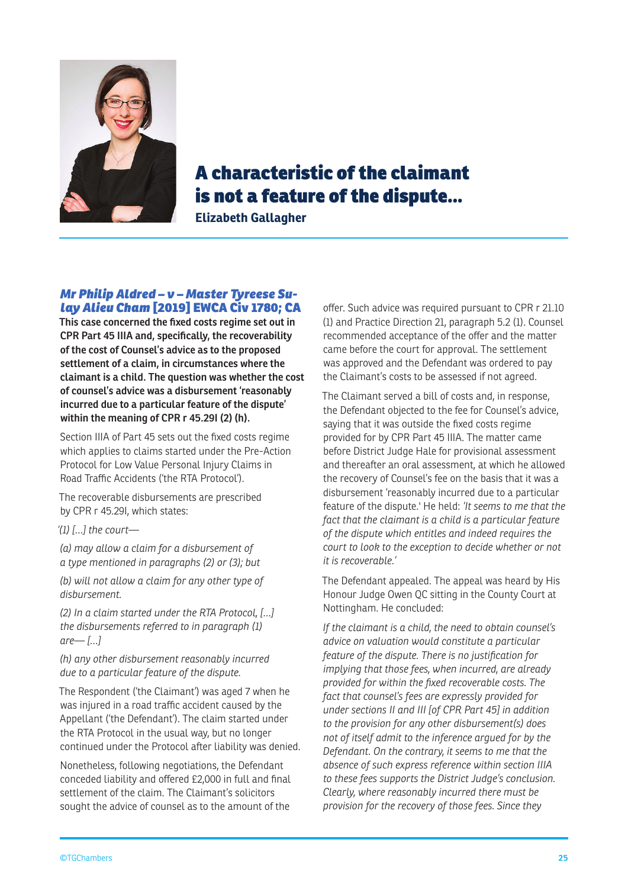# A characteristic of the claimant is not a feature of the dispute...

**Elizabeth Gallagher**

### *Mr Philip Aldred – v – Master Tyreese Sulay Alieu Cham* [2019] EWCA Civ 1780; CA

**This case concerned the fixed costs regime set out in CPR Part 45 IIIA and, specifically, the recoverability of the cost of Counsel's advice as to the proposed settlement of a claim, in circumstances where the claimant is a child. The question was whether the cost of counsel's advice was a disbursement 'reasonably incurred due to a particular feature of the dispute' within the meaning of CPR r 45.29I (2) (h).**

Section IIIA of Part 45 sets out the fixed costs regime which applies to claims started under the Pre-Action Protocol for Low Value Personal Injury Claims in Road Traffic Accidents ('the RTA Protocol').

The recoverable disbursements are prescribed by CPR r 45.29I, which states:

*'(1) […] the court—*

*(a) may allow a claim for a disbursement of a type mentioned in paragraphs (2) or (3); but*

*(b) will not allow a claim for any other type of disbursement.*

*(2) In a claim started under the RTA Protocol, […] the disbursements referred to in paragraph (1) are— […]*

*(h) any other disbursement reasonably incurred due to a particular feature of the dispute.*

The Respondent ('the Claimant') was aged 7 when he was injured in a road traffic accident caused by the Appellant ('the Defendant'). The claim started under the RTA Protocol in the usual way, but no longer continued under the Protocol after liability was denied.

Nonetheless, following negotiations, the Defendant conceded liability and offered £2,000 in full and final settlement of the claim. The Claimant's solicitors sought the advice of counsel as to the amount of the offer. Such advice was required pursuant to CPR r 21.10 (1) and Practice Direction 21, paragraph 5.2 (1). Counsel recommended acceptance of the offer and the matter came before the court for approval. The settlement was approved and the Defendant was ordered to pay the Claimant's costs to be assessed if not agreed.

The Claimant served a bill of costs and, in response, the Defendant objected to the fee for Counsel's advice, saying that it was outside the fixed costs regime provided for by CPR Part 45 IIIA. The matter came before District Judge Hale for provisional assessment and thereafter an oral assessment, at which he allowed the recovery of Counsel's fee on the basis that it was a disbursement 'reasonably incurred due to a particular feature of the dispute.' He held: *'It seems to me that the fact that the claimant is a child is a particular feature of the dispute which entitles and indeed requires the court to look to the exception to decide whether or not it is recoverable.'*

The Defendant appealed. The appeal was heard by His Honour Judge Owen QC sitting in the County Court at Nottingham. He concluded:

*If the claimant is a child, the need to obtain counsel's advice on valuation would constitute a particular feature of the dispute. There is no justification for implying that those fees, when incurred, are already provided for within the fixed recoverable costs. The fact that counsel's fees are expressly provided for under sections II and III [of CPR Part 45] in addition to the provision for any other disbursement(s) does not of itself admit to the inference argued for by the Defendant. On the contrary, it seems to me that the absence of such express reference within section IIIA to these fees supports the District Judge's conclusion. Clearly, where reasonably incurred there must be provision for the recovery of those fees. Since they*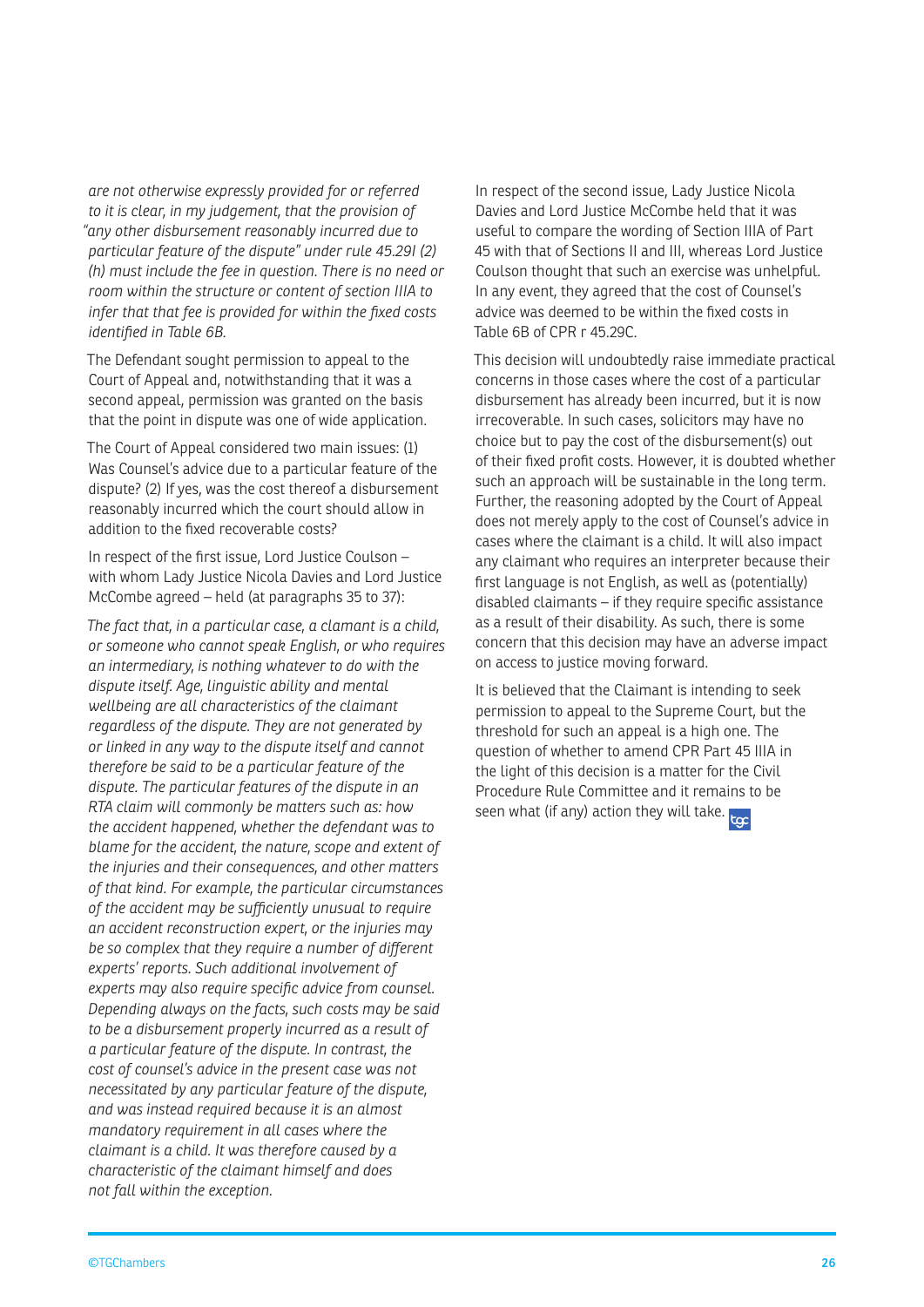*are not otherwise expressly provided for or referred to it is clear, in my judgement, that the provision of "any other disbursement reasonably incurred due to particular feature of the dispute" under rule 45.29I (2)(h) must include the fee in question. There is no need or room within the structure or content of section IIIA to infer that that fee is provided for within the fixed costs identified in Table 6B.*

The Defendant sought permission to appeal to the Court of Appeal and, notwithstanding that it was a second appeal, permission was granted on the basis that the point in dispute was one of wide application.

The Court of Appeal considered two main issues: (1) Was Counsel's advice due to a particular feature of the dispute? (2) If yes, was the cost thereof a disbursement reasonably incurred which the court should allow in addition to the fixed recoverable costs?

In respect of the first issue, Lord Justice Coulson – with whom Lady Justice Nicola Davies and Lord Justice McCombe agreed – held (at paragraphs 35 to 37):

*The fact that, in a particular case, a clamant is a child, or someone who cannot speak English, or who requires an intermediary, is nothing whatever to do with the dispute itself. Age, linguistic ability and mental wellbeing are all characteristics of the claimant regardless of the dispute. They are not generated by or linked in any way to the dispute itself and cannot therefore be said to be a particular feature of the dispute. The particular features of the dispute in an RTA claim will commonly be matters such as: how the accident happened, whether the defendant was to blame for the accident, the nature, scope and extent of the injuries and their consequences, and other matters of that kind. For example, the particular circumstances of the accident may be sufficiently unusual to require an accident reconstruction expert, or the injuries may be so complex that they require a number of different experts' reports. Such additional involvement of experts may also require specific advice from counsel. Depending always on the facts, such costs may be said to be a disbursement properly incurred as a result of a particular feature of the dispute. In contrast, the cost of counsel's advice in the present case was not necessitated by any particular feature of the dispute, and was instead required because it is an almost mandatory requirement in all cases where the claimant is a child. It was therefore caused by a characteristic of the claimant himself and does not fall within the exception.*

In respect of the second issue, Lady Justice Nicola Davies and Lord Justice McCombe held that it was useful to compare the wording of Section IIIA of Part 45 with that of Sections II and III, whereas Lord Justice Coulson thought that such an exercise was unhelpful. In any event, they agreed that the cost of Counsel's advice was deemed to be within the fixed costs in Table 6B of CPR r 45.29C.

This decision will undoubtedly raise immediate practical concerns in those cases where the cost of a particular disbursement has already been incurred, but it is now irrecoverable. In such cases, solicitors may have no choice but to pay the cost of the disbursement(s) out of their fixed profit costs. However, it is doubted whether such an approach will be sustainable in the long term. Further, the reasoning adopted by the Court of Appeal does not merely apply to the cost of Counsel's advice in cases where the claimant is a child. It will also impact any claimant who requires an interpreter because their first language is not English, as well as (potentially) disabled claimants – if they require specific assistance as a result of their disability. As such, there is some concern that this decision may have an adverse impact on access to justice moving forward.

It is believed that the Claimant is intending to seek permission to appeal to the Supreme Court, but the threshold for such an appeal is a high one. The question of whether to amend CPR Part 45 IIIA in the light of this decision is a matter for the Civil Procedure Rule Committee and it remains to be seen what (if any) action they will take.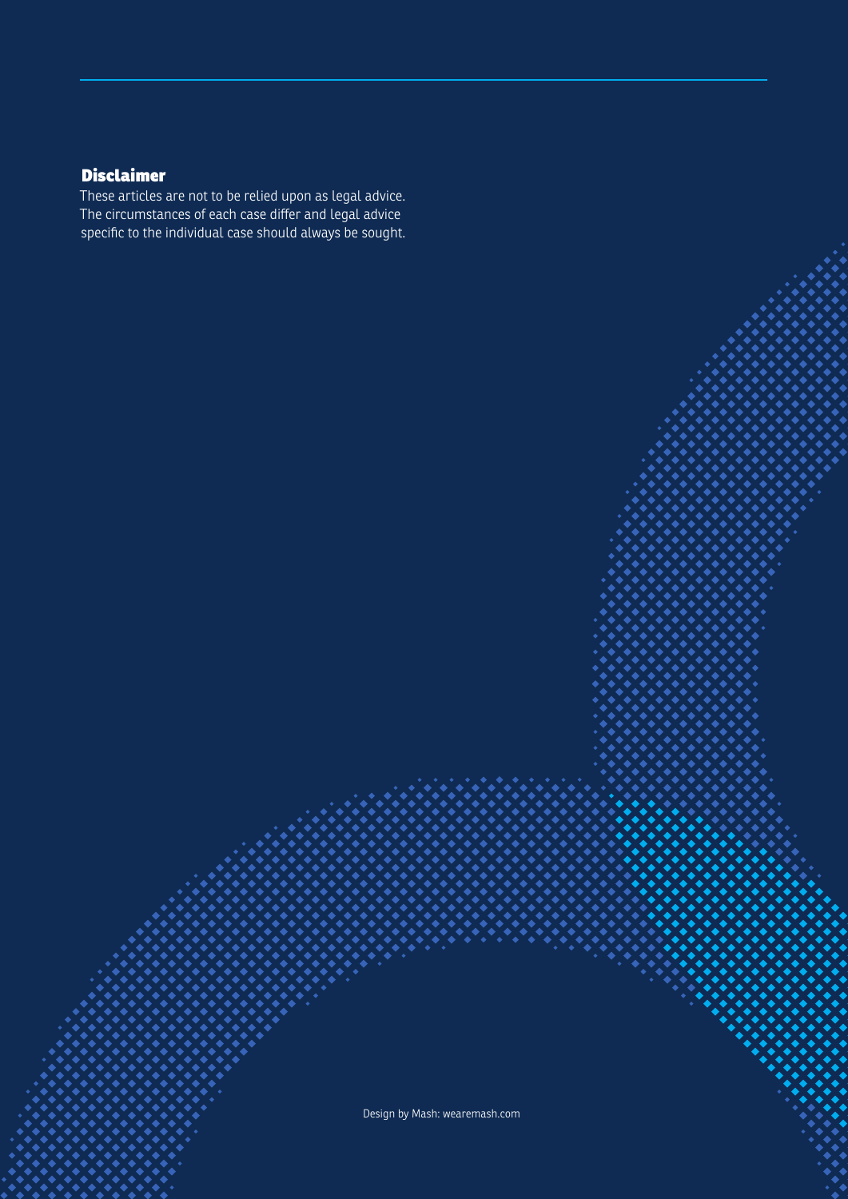## Disclaimer

These articles are not to be relied upon as legal advice. The circumstances of each case differ and legal advice specific to the individual case should always be sought.

Design by Mash: wearemash.com